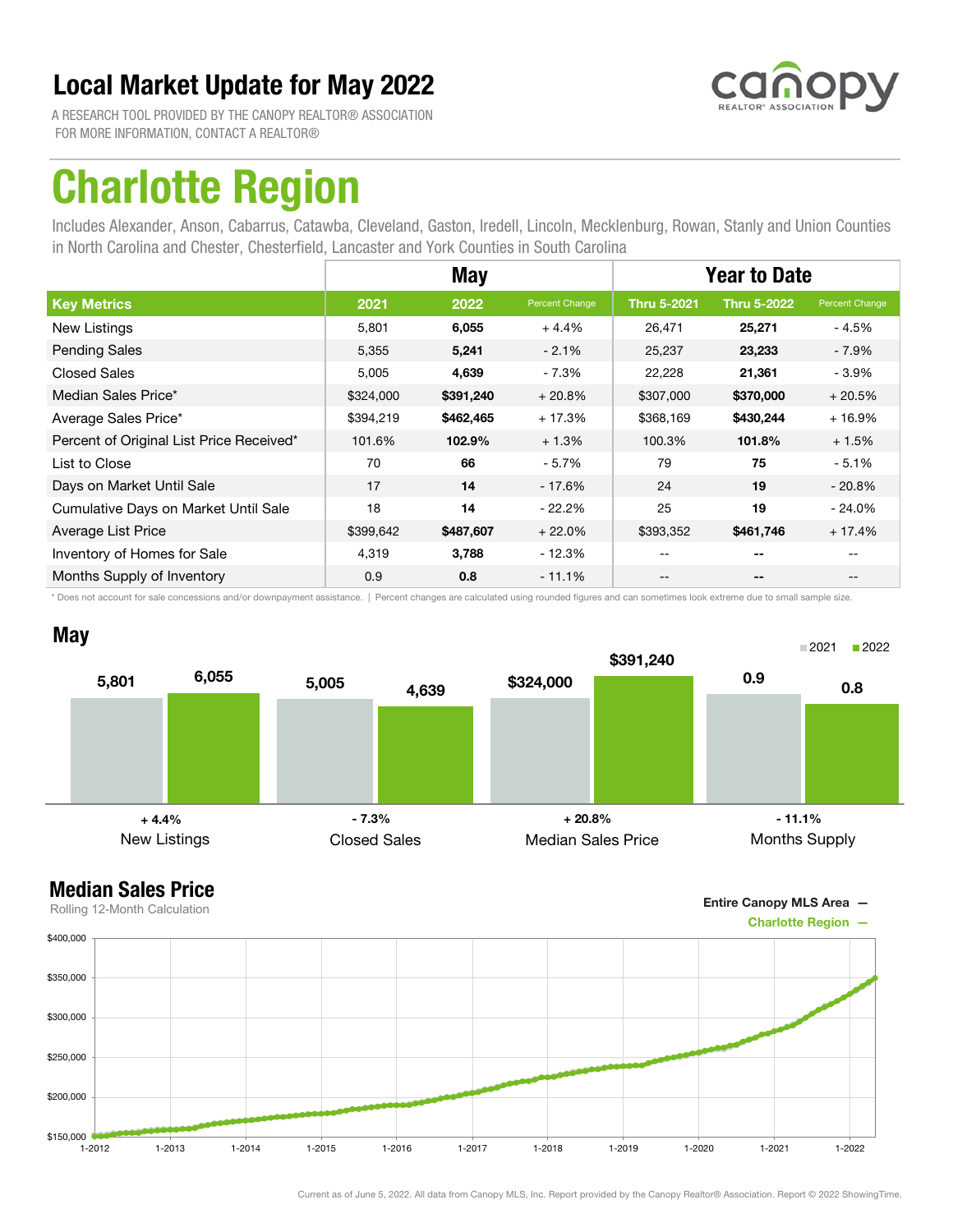# Local Market Update for May 2022

A RESEARCH TOOL PROVIDED BY THE CANOPY REALTOR® ASSOCIATION
FOR MORE INFORMATION, CONTACT A REALTOR®

canopy REALTOR® ASSOCIATION

# Charlotte Region

Includes Alexander, Anson, Cabarrus, Catawba, Cleveland, Gaston, Iredell, Lincoln, Mecklenburg, Rowan, Stanly and Union Counties in North Carolina and Chester, Chesterfield, Lancaster and York Counties in South Carolina

| | May | | | Year to Date | | |
|---|---|---|---|---|---|---|
| **Key Metrics** | **2021** | **2022** | **Percent Change** | **Thru 5-2021** | **Thru 5-2022** | **Percent Change** |
| New Listings | 5,801 | **6,055** | + 4.4% | 26,471 | **25,271** | - 4.5% |
| Pending Sales | 5,355 | **5,241** | - 2.1% | 25,237 | **23,233** | - 7.9% |
| Closed Sales | 5,005 | **4,639** | - 7.3% | 22,228 | **21,361** | - 3.9% |
| Median Sales Price* | $324,000 | **$391,240** | + 20.8% | $307,000 | **$370,000** | + 20.5% |
| Average Sales Price* | $394,219 | **$462,465** | + 17.3% | $368,169 | **$430,244** | + 16.9% |
| Percent of Original List Price Received* | 101.6% | **102.9%** | + 1.3% | 100.3% | **101.8%** | + 1.5% |
| List to Close | 70 | **66** | - 5.7% | 79 | **75** | - 5.1% |
| Days on Market Until Sale | 17 | **14** | - 17.6% | 24 | **19** | - 20.8% |
| Cumulative Days on Market Until Sale | 18 | **14** | - 22.2% | 25 | **19** | - 24.0% |
| Average List Price | $399,642 | **$487,607** | + 22.0% | $393,352 | **$461,746** | + 17.4% |
| Inventory of Homes for Sale | 4,319 | **3,788** | - 12.3% | -- | -- | -- |
| Months Supply of Inventory | 0.9 | **0.8** | - 11.1% | -- | -- | -- |

\* Does not account for sale concessions and/or downpayment assistance. | Percent changes are calculated using rounded figures and can sometimes look extreme due to small sample size.

## May

2021 | 2022

| | 2021 | 2022 | Change |
|---|---|---|---|
| New Listings | 5,801 | 6,055 | + 4.4% |
| Closed Sales | 5,005 | 4,639 | - 7.3% |
| Median Sales Price | $324,000 | $391,240 | + 20.8% |
| Months Supply | 0.9 | 0.8 | - 11.1% |

## Median Sales Price

Rolling 12-Month Calculation

Entire Canopy MLS Area —
Charlotte Region —

Current as of June 5, 2022. All data from Canopy MLS, Inc. Report provided by the Canopy Realtor® Association. Report © 2022 ShowingTime.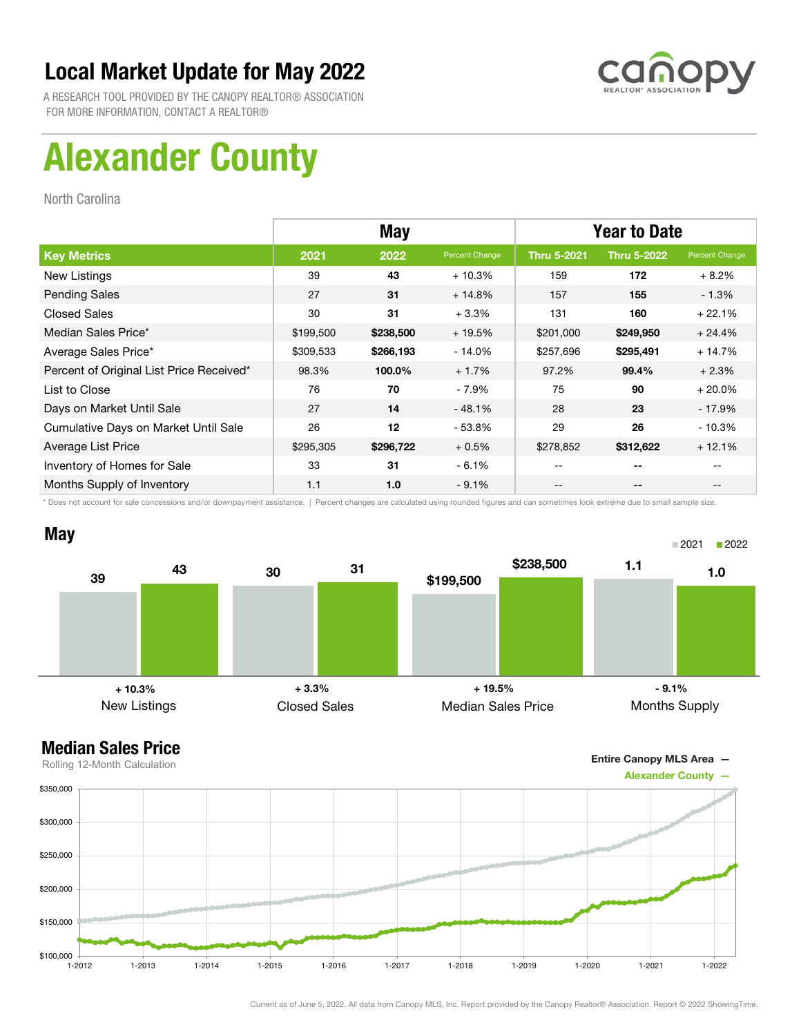# Local Market Update for May 2022

A RESEARCH TOOL PROVIDED BY THE CANOPY REALTOR® ASSOCIATION
FOR MORE INFORMATION, CONTACT A REALTOR®

# Alexander County

North Carolina

| | May | | | Year to Date | | |
|---|---|---|---|---|---|---|
| **Key Metrics** | **2021** | **2022** | **Percent Change** | **Thru 5-2021** | **Thru 5-2022** | **Percent Change** |
| New Listings | 39 | **43** | + 10.3% | 159 | **172** | + 8.2% |
| Pending Sales | 27 | **31** | + 14.8% | 157 | **155** | - 1.3% |
| Closed Sales | 30 | **31** | + 3.3% | 131 | **160** | + 22.1% |
| Median Sales Price* | $199,500 | **$238,500** | + 19.5% | $201,000 | **$249,950** | + 24.4% |
| Average Sales Price* | $309,533 | **$266,193** | - 14.0% | $257,696 | **$295,491** | + 14.7% |
| Percent of Original List Price Received* | 98.3% | **100.0%** | + 1.7% | 97.2% | **99.4%** | + 2.3% |
| List to Close | 76 | **70** | - 7.9% | 75 | **90** | + 20.0% |
| Days on Market Until Sale | 27 | **14** | - 48.1% | 28 | **23** | - 17.9% |
| Cumulative Days on Market Until Sale | 26 | **12** | - 53.8% | 29 | **26** | - 10.3% |
| Average List Price | $295,305 | **$296,722** | + 0.5% | $278,852 | **$312,622** | + 12.1% |
| Inventory of Homes for Sale | 33 | **31** | - 6.1% | -- | **--** | -- |
| Months Supply of Inventory | 1.1 | **1.0** | - 9.1% | -- | **--** | -- |

\* Does not account for sale concessions and/or downpayment assistance. | Percent changes are calculated using rounded figures and can sometimes look extreme due to small sample size.

## May

| | 2021 | 2022 | Change |
|---|---|---|---|
| New Listings | 39 | 43 | + 10.3% |
| Closed Sales | 30 | 31 | + 3.3% |
| Median Sales Price | $199,500 | $238,500 | + 19.5% |
| Months Supply | 1.1 | 1.0 | - 9.1% |

## Median Sales Price

Rolling 12-Month Calculation

Entire Canopy MLS Area —
Alexander County —

Current as of June 5, 2022. All data from Canopy MLS, Inc. Report provided by the Canopy Realtor® Association. Report © 2022 ShowingTime.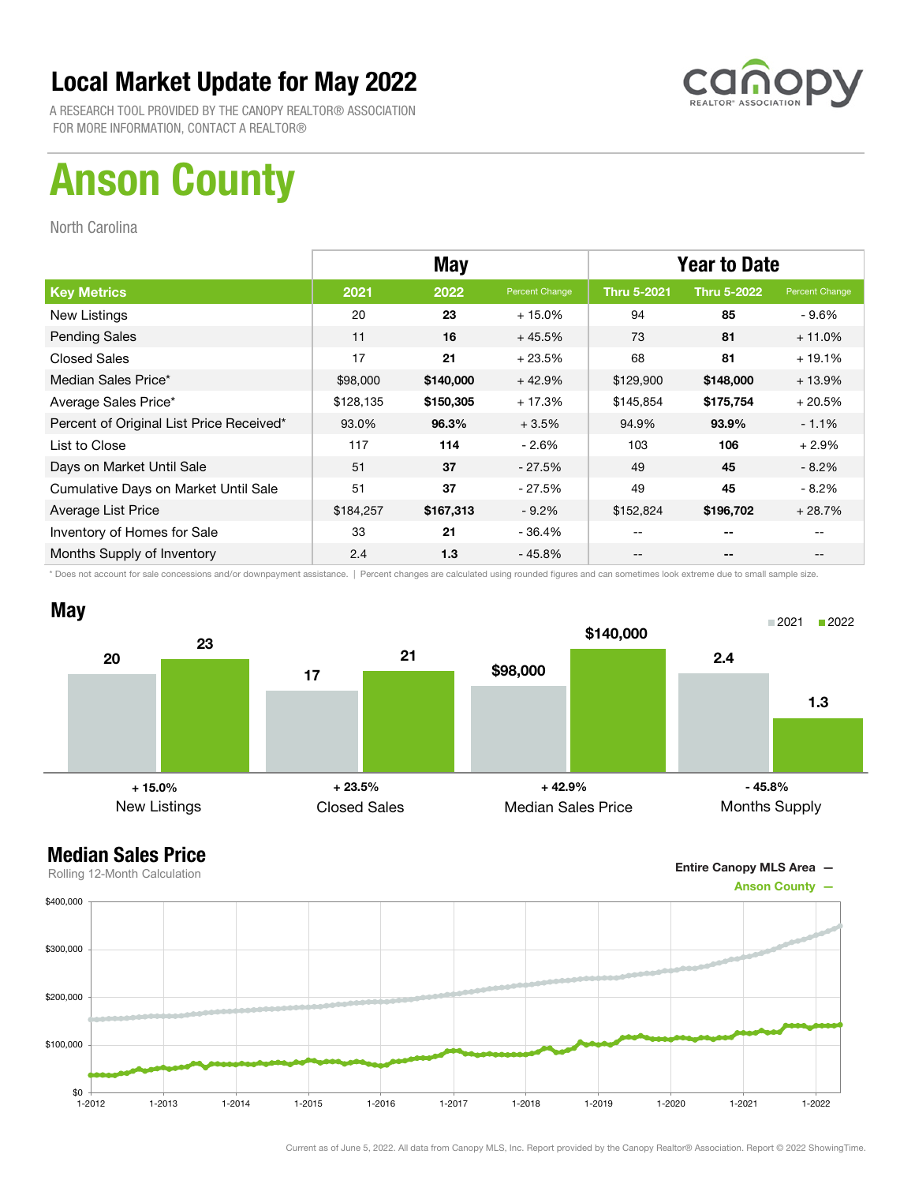# Local Market Update for May 2022

A RESEARCH TOOL PROVIDED BY THE CANOPY REALTOR® ASSOCIATION
FOR MORE INFORMATION, CONTACT A REALTOR®

# Anson County

North Carolina

| | May | | | Year to Date | | |
|---|---|---|---|---|---|---|
| **Key Metrics** | **2021** | **2022** | **Percent Change** | **Thru 5-2021** | **Thru 5-2022** | **Percent Change** |
| New Listings | 20 | **23** | + 15.0% | 94 | **85** | - 9.6% |
| Pending Sales | 11 | **16** | + 45.5% | 73 | **81** | + 11.0% |
| Closed Sales | 17 | **21** | + 23.5% | 68 | **81** | + 19.1% |
| Median Sales Price* | $98,000 | **$140,000** | + 42.9% | $129,900 | **$148,000** | + 13.9% |
| Average Sales Price* | $128,135 | **$150,305** | + 17.3% | $145,854 | **$175,754** | + 20.5% |
| Percent of Original List Price Received* | 93.0% | **96.3%** | + 3.5% | 94.9% | **93.9%** | - 1.1% |
| List to Close | 117 | **114** | - 2.6% | 103 | **106** | + 2.9% |
| Days on Market Until Sale | 51 | **37** | - 27.5% | 49 | **45** | - 8.2% |
| Cumulative Days on Market Until Sale | 51 | **37** | - 27.5% | 49 | **45** | - 8.2% |
| Average List Price | $184,257 | **$167,313** | - 9.2% | $152,824 | **$196,702** | + 28.7% |
| Inventory of Homes for Sale | 33 | **21** | - 36.4% | -- | **--** | -- |
| Months Supply of Inventory | 2.4 | **1.3** | - 45.8% | -- | **--** | -- |

\* Does not account for sale concessions and/or downpayment assistance. | Percent changes are calculated using rounded figures and can sometimes look extreme due to small sample size.

## May

| | 2021 | 2022 | Change |
|---|---|---|---|
| New Listings | 20 | 23 | + 15.0% |
| Closed Sales | 17 | 21 | + 23.5% |
| Median Sales Price | $98,000 | $140,000 | + 42.9% |
| Months Supply | 2.4 | 1.3 | - 45.8% |

## Median Sales Price

Rolling 12-Month Calculation

Entire Canopy MLS Area —
Anson County —

Current as of June 5, 2022. All data from Canopy MLS, Inc. Report provided by the Canopy Realtor® Association. Report © 2022 ShowingTime.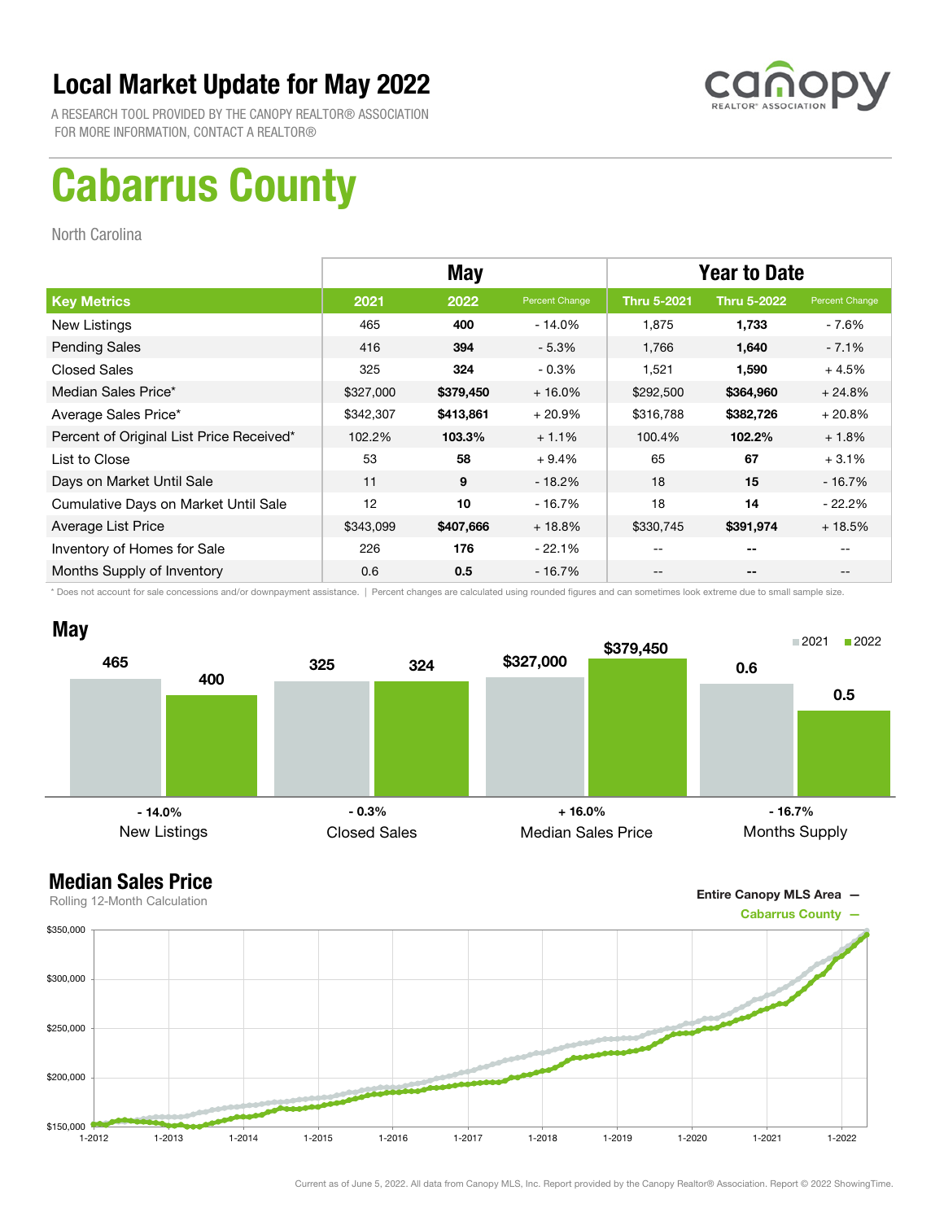# Local Market Update for May 2022

A RESEARCH TOOL PROVIDED BY THE CANOPY REALTOR® ASSOCIATION
FOR MORE INFORMATION, CONTACT A REALTOR®

# Cabarrus County

North Carolina

| | May | | | Year to Date | | |
|---|---|---|---|---|---|---|
| **Key Metrics** | **2021** | **2022** | **Percent Change** | **Thru 5-2021** | **Thru 5-2022** | **Percent Change** |
| New Listings | 465 | **400** | - 14.0% | 1,875 | **1,733** | - 7.6% |
| Pending Sales | 416 | **394** | - 5.3% | 1,766 | **1,640** | - 7.1% |
| Closed Sales | 325 | **324** | - 0.3% | 1,521 | **1,590** | + 4.5% |
| Median Sales Price* | $327,000 | **$379,450** | + 16.0% | $292,500 | **$364,960** | + 24.8% |
| Average Sales Price* | $342,307 | **$413,861** | + 20.9% | $316,788 | **$382,726** | + 20.8% |
| Percent of Original List Price Received* | 102.2% | **103.3%** | + 1.1% | 100.4% | **102.2%** | + 1.8% |
| List to Close | 53 | **58** | + 9.4% | 65 | **67** | + 3.1% |
| Days on Market Until Sale | 11 | **9** | - 18.2% | 18 | **15** | - 16.7% |
| Cumulative Days on Market Until Sale | 12 | **10** | - 16.7% | 18 | **14** | - 22.2% |
| Average List Price | $343,099 | **$407,666** | + 18.8% | $330,745 | **$391,974** | + 18.5% |
| Inventory of Homes for Sale | 226 | **176** | - 22.1% | -- | **--** | -- |
| Months Supply of Inventory | 0.6 | **0.5** | - 16.7% | -- | **--** | -- |

\* Does not account for sale concessions and/or downpayment assistance. | Percent changes are calculated using rounded figures and can sometimes look extreme due to small sample size.

## May

| | 2021 | 2022 | Change |
|---|---|---|---|
| New Listings | 465 | 400 | - 14.0% |
| Closed Sales | 325 | 324 | - 0.3% |
| Median Sales Price | $327,000 | $379,450 | + 16.0% |
| Months Supply | 0.6 | 0.5 | - 16.7% |

## Median Sales Price

Rolling 12-Month Calculation

Entire Canopy MLS Area —
Cabarrus County —

Current as of June 5, 2022. All data from Canopy MLS, Inc. Report provided by the Canopy Realtor® Association. Report © 2022 ShowingTime.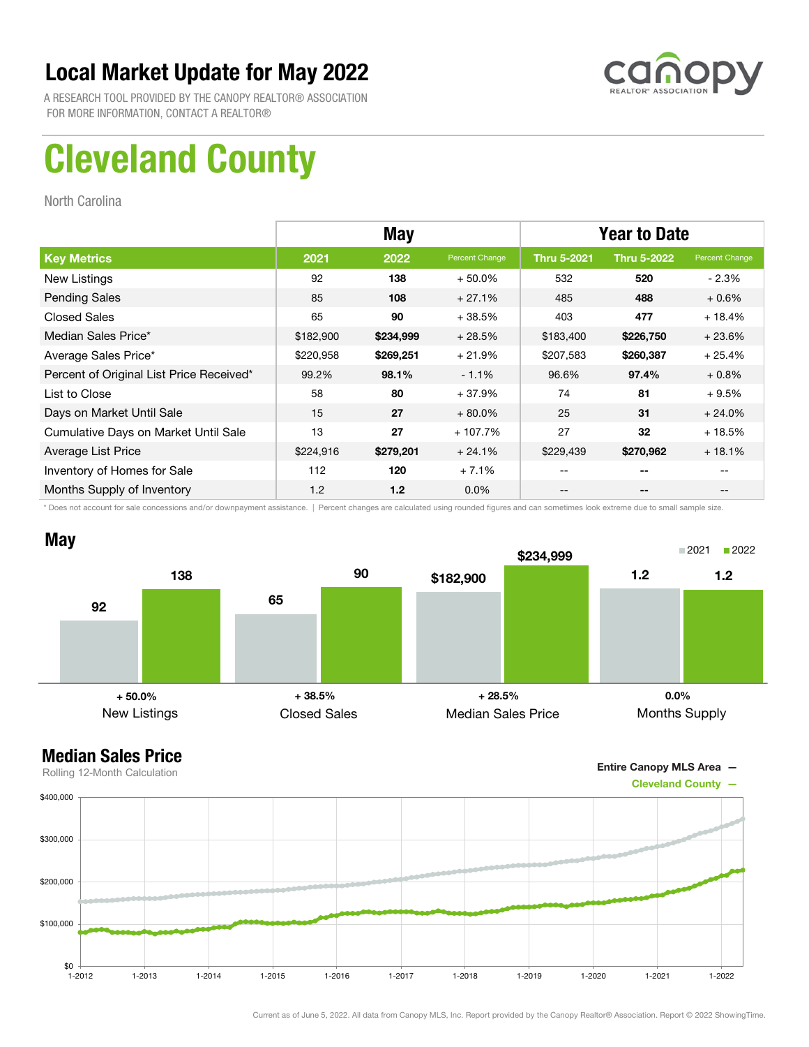# Local Market Update for May 2022

A RESEARCH TOOL PROVIDED BY THE CANOPY REALTOR® ASSOCIATION
FOR MORE INFORMATION, CONTACT A REALTOR®

# Cleveland County

North Carolina

| | May | | | Year to Date | | |
|---|---|---|---|---|---|---|
| **Key Metrics** | **2021** | **2022** | **Percent Change** | **Thru 5-2021** | **Thru 5-2022** | **Percent Change** |
| New Listings | 92 | **138** | + 50.0% | 532 | **520** | - 2.3% |
| Pending Sales | 85 | **108** | + 27.1% | 485 | **488** | + 0.6% |
| Closed Sales | 65 | **90** | + 38.5% | 403 | **477** | + 18.4% |
| Median Sales Price* | $182,900 | **$234,999** | + 28.5% | $183,400 | **$226,750** | + 23.6% |
| Average Sales Price* | $220,958 | **$269,251** | + 21.9% | $207,583 | **$260,387** | + 25.4% |
| Percent of Original List Price Received* | 99.2% | **98.1%** | - 1.1% | 96.6% | **97.4%** | + 0.8% |
| List to Close | 58 | **80** | + 37.9% | 74 | **81** | + 9.5% |
| Days on Market Until Sale | 15 | **27** | + 80.0% | 25 | **31** | + 24.0% |
| Cumulative Days on Market Until Sale | 13 | **27** | + 107.7% | 27 | **32** | + 18.5% |
| Average List Price | $224,916 | **$279,201** | + 24.1% | $229,439 | **$270,962** | + 18.1% |
| Inventory of Homes for Sale | 112 | **120** | + 7.1% | -- | **--** | -- |
| Months Supply of Inventory | 1.2 | **1.2** | 0.0% | -- | **--** | -- |

\* Does not account for sale concessions and/or downpayment assistance. | Percent changes are calculated using rounded figures and can sometimes look extreme due to small sample size.

## May

| | 2021 | 2022 | Change |
|---|---|---|---|
| New Listings | 92 | 138 | + 50.0% |
| Closed Sales | 65 | 90 | + 38.5% |
| Median Sales Price | $182,900 | $234,999 | + 28.5% |
| Months Supply | 1.2 | 1.2 | 0.0% |

## Median Sales Price

Rolling 12-Month Calculation

Entire Canopy MLS Area —
Cleveland County —

Current as of June 5, 2022. All data from Canopy MLS, Inc. Report provided by the Canopy Realtor® Association. Report © 2022 ShowingTime.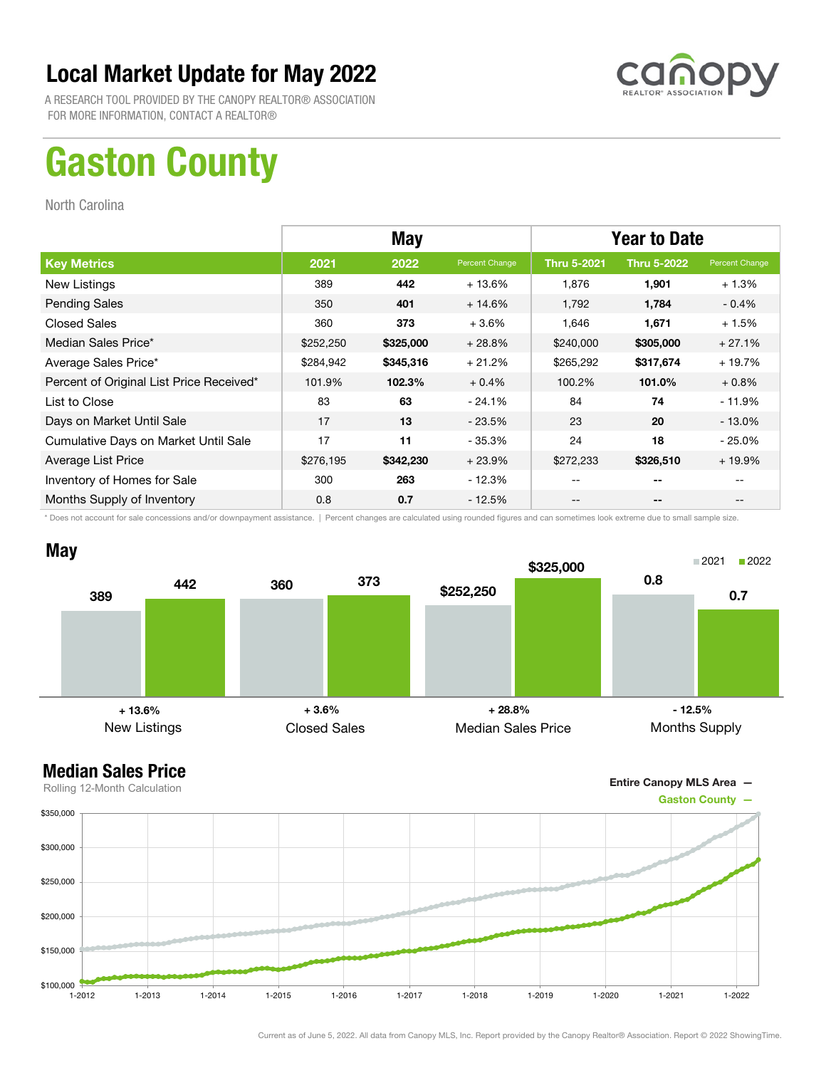# Local Market Update for May 2022

A RESEARCH TOOL PROVIDED BY THE CANOPY REALTOR® ASSOCIATION
FOR MORE INFORMATION, CONTACT A REALTOR®

# Gaston County

North Carolina

| | May | | | Year to Date | | |
|---|---|---|---|---|---|---|
| **Key Metrics** | **2021** | **2022** | **Percent Change** | **Thru 5-2021** | **Thru 5-2022** | **Percent Change** |
| New Listings | 389 | **442** | + 13.6% | 1,876 | **1,901** | + 1.3% |
| Pending Sales | 350 | **401** | + 14.6% | 1,792 | **1,784** | - 0.4% |
| Closed Sales | 360 | **373** | + 3.6% | 1,646 | **1,671** | + 1.5% |
| Median Sales Price* | $252,250 | **$325,000** | + 28.8% | $240,000 | **$305,000** | + 27.1% |
| Average Sales Price* | $284,942 | **$345,316** | + 21.2% | $265,292 | **$317,674** | + 19.7% |
| Percent of Original List Price Received* | 101.9% | **102.3%** | + 0.4% | 100.2% | **101.0%** | + 0.8% |
| List to Close | 83 | **63** | - 24.1% | 84 | **74** | - 11.9% |
| Days on Market Until Sale | 17 | **13** | - 23.5% | 23 | **20** | - 13.0% |
| Cumulative Days on Market Until Sale | 17 | **11** | - 35.3% | 24 | **18** | - 25.0% |
| Average List Price | $276,195 | **$342,230** | + 23.9% | $272,233 | **$326,510** | + 19.9% |
| Inventory of Homes for Sale | 300 | **263** | - 12.3% | -- | **--** | -- |
| Months Supply of Inventory | 0.8 | **0.7** | - 12.5% | -- | **--** | -- |

\* Does not account for sale concessions and/or downpayment assistance. | Percent changes are calculated using rounded figures and can sometimes look extreme due to small sample size.

## May

| | 2021 | 2022 | Change |
|---|---|---|---|
| New Listings | 389 | 442 | + 13.6% |
| Closed Sales | 360 | 373 | + 3.6% |
| Median Sales Price | $252,250 | $325,000 | + 28.8% |
| Months Supply | 0.8 | 0.7 | - 12.5% |

## Median Sales Price

Rolling 12-Month Calculation

Entire Canopy MLS Area —
Gaston County —

Current as of June 5, 2022. All data from Canopy MLS, Inc. Report provided by the Canopy Realtor® Association. Report © 2022 ShowingTime.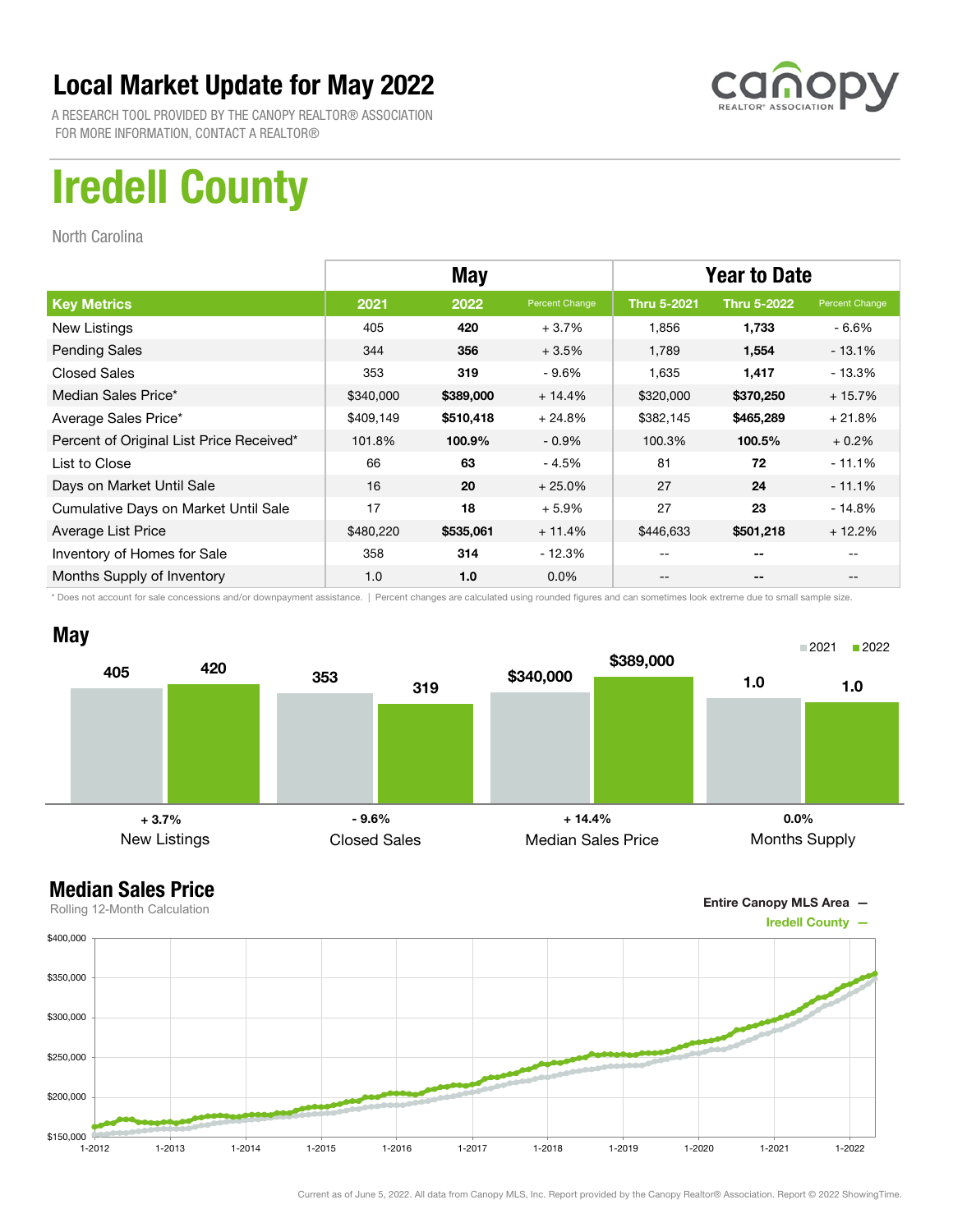# Local Market Update for May 2022

A RESEARCH TOOL PROVIDED BY THE CANOPY REALTOR® ASSOCIATION
FOR MORE INFORMATION, CONTACT A REALTOR®

# Iredell County

North Carolina

| | May | | | Year to Date | | |
|---|---|---|---|---|---|---|
| **Key Metrics** | **2021** | **2022** | **Percent Change** | **Thru 5-2021** | **Thru 5-2022** | **Percent Change** |
| New Listings | 405 | **420** | + 3.7% | 1,856 | **1,733** | - 6.6% |
| Pending Sales | 344 | **356** | + 3.5% | 1,789 | **1,554** | - 13.1% |
| Closed Sales | 353 | **319** | - 9.6% | 1,635 | **1,417** | - 13.3% |
| Median Sales Price* | $340,000 | **$389,000** | + 14.4% | $320,000 | **$370,250** | + 15.7% |
| Average Sales Price* | $409,149 | **$510,418** | + 24.8% | $382,145 | **$465,289** | + 21.8% |
| Percent of Original List Price Received* | 101.8% | **100.9%** | - 0.9% | 100.3% | **100.5%** | + 0.2% |
| List to Close | 66 | **63** | - 4.5% | 81 | **72** | - 11.1% |
| Days on Market Until Sale | 16 | **20** | + 25.0% | 27 | **24** | - 11.1% |
| Cumulative Days on Market Until Sale | 17 | **18** | + 5.9% | 27 | **23** | - 14.8% |
| Average List Price | $480,220 | **$535,061** | + 11.4% | $446,633 | **$501,218** | + 12.2% |
| Inventory of Homes for Sale | 358 | **314** | - 12.3% | -- | **--** | -- |
| Months Supply of Inventory | 1.0 | **1.0** | 0.0% | -- | **--** | -- |

\* Does not account for sale concessions and/or downpayment assistance. | Percent changes are calculated using rounded figures and can sometimes look extreme due to small sample size.

## May

| | 2021 | 2022 | Change |
|---|---|---|---|
| New Listings | 405 | 420 | + 3.7% |
| Closed Sales | 353 | 319 | - 9.6% |
| Median Sales Price | $340,000 | $389,000 | + 14.4% |
| Months Supply | 1.0 | 1.0 | 0.0% |

## Median Sales Price

Rolling 12-Month Calculation

Entire Canopy MLS Area —
Iredell County —

Current as of June 5, 2022. All data from Canopy MLS, Inc. Report provided by the Canopy Realtor® Association. Report © 2022 ShowingTime.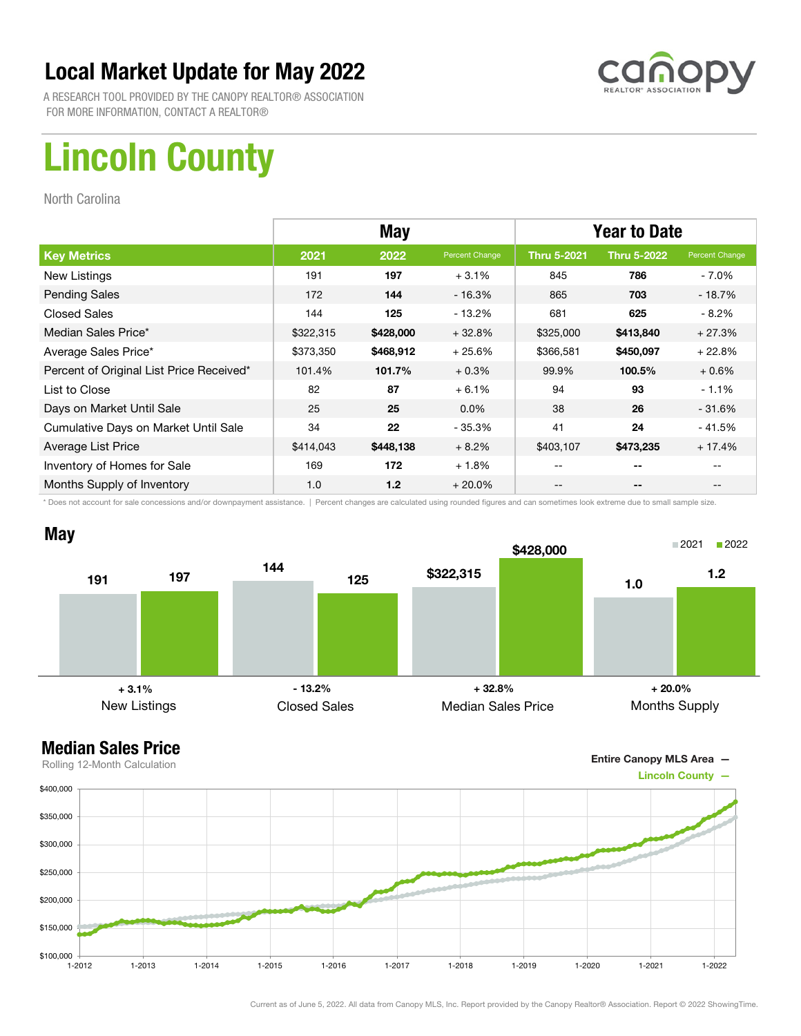# Local Market Update for May 2022

A RESEARCH TOOL PROVIDED BY THE CANOPY REALTOR® ASSOCIATION
FOR MORE INFORMATION, CONTACT A REALTOR®

# Lincoln County

North Carolina

| | May | | | Year to Date | | |
|---|---|---|---|---|---|---|
| **Key Metrics** | **2021** | **2022** | **Percent Change** | **Thru 5-2021** | **Thru 5-2022** | **Percent Change** |
| New Listings | 191 | **197** | + 3.1% | 845 | **786** | - 7.0% |
| Pending Sales | 172 | **144** | - 16.3% | 865 | **703** | - 18.7% |
| Closed Sales | 144 | **125** | - 13.2% | 681 | **625** | - 8.2% |
| Median Sales Price* | $322,315 | **$428,000** | + 32.8% | $325,000 | **$413,840** | + 27.3% |
| Average Sales Price* | $373,350 | **$468,912** | + 25.6% | $366,581 | **$450,097** | + 22.8% |
| Percent of Original List Price Received* | 101.4% | **101.7%** | + 0.3% | 99.9% | **100.5%** | + 0.6% |
| List to Close | 82 | **87** | + 6.1% | 94 | **93** | - 1.1% |
| Days on Market Until Sale | 25 | **25** | 0.0% | 38 | **26** | - 31.6% |
| Cumulative Days on Market Until Sale | 34 | **22** | - 35.3% | 41 | **24** | - 41.5% |
| Average List Price | $414,043 | **$448,138** | + 8.2% | $403,107 | **$473,235** | + 17.4% |
| Inventory of Homes for Sale | 169 | **172** | + 1.8% | -- | **--** | -- |
| Months Supply of Inventory | 1.0 | **1.2** | + 20.0% | -- | **--** | -- |

\* Does not account for sale concessions and/or downpayment assistance. | Percent changes are calculated using rounded figures and can sometimes look extreme due to small sample size.

## May

| | 2021 | 2022 | Change |
|---|---|---|---|
| New Listings | 191 | 197 | + 3.1% |
| Closed Sales | 144 | 125 | - 13.2% |
| Median Sales Price | $322,315 | $428,000 | + 32.8% |
| Months Supply | 1.0 | 1.2 | + 20.0% |

## Median Sales Price

Rolling 12-Month Calculation

Entire Canopy MLS Area —
Lincoln County —

Current as of June 5, 2022. All data from Canopy MLS, Inc. Report provided by the Canopy Realtor® Association. Report © 2022 ShowingTime.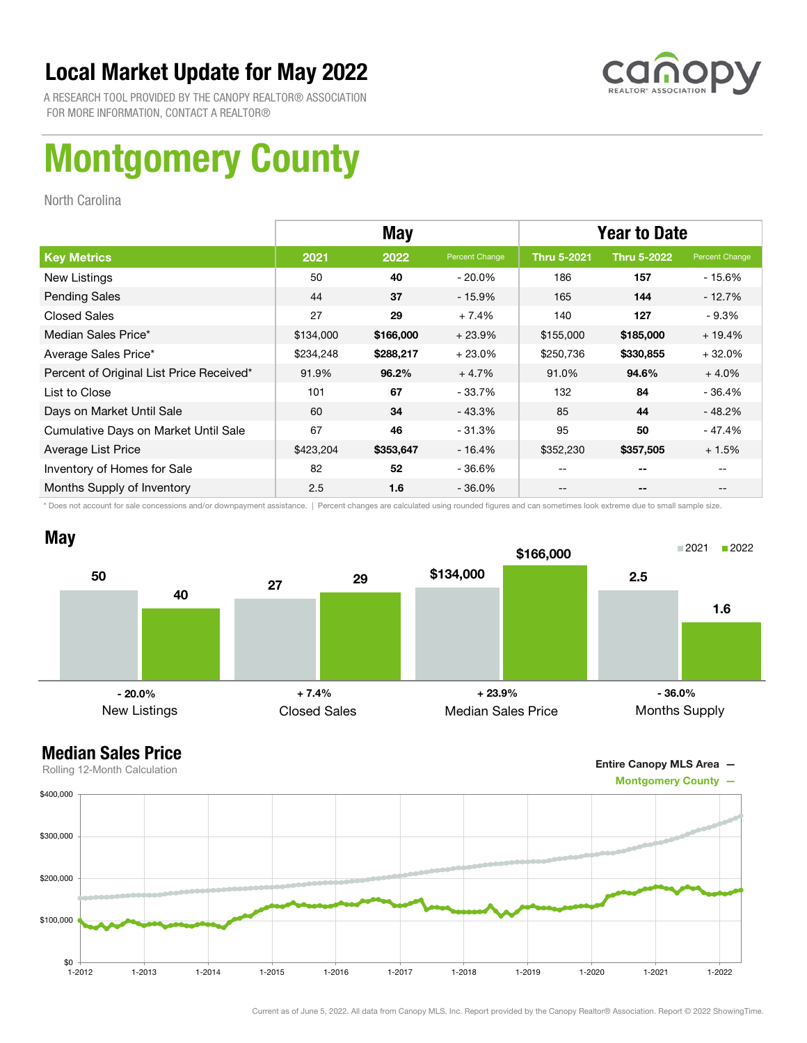# Local Market Update for May 2022

A RESEARCH TOOL PROVIDED BY THE CANOPY REALTOR® ASSOCIATION
FOR MORE INFORMATION, CONTACT A REALTOR®

canopy REALTOR® ASSOCIATION

# Montgomery County

North Carolina

| | May | | | Year to Date | | |
|---|---|---|---|---|---|---|
| **Key Metrics** | **2021** | **2022** | **Percent Change** | **Thru 5-2021** | **Thru 5-2022** | **Percent Change** |
| New Listings | 50 | **40** | - 20.0% | 186 | **157** | - 15.6% |
| Pending Sales | 44 | **37** | - 15.9% | 165 | **144** | - 12.7% |
| Closed Sales | 27 | **29** | + 7.4% | 140 | **127** | - 9.3% |
| Median Sales Price* | $134,000 | **$166,000** | + 23.9% | $155,000 | **$185,000** | + 19.4% |
| Average Sales Price* | $234,248 | **$288,217** | + 23.0% | $250,736 | **$330,855** | + 32.0% |
| Percent of Original List Price Received* | 91.9% | **96.2%** | + 4.7% | 91.0% | **94.6%** | + 4.0% |
| List to Close | 101 | **67** | - 33.7% | 132 | **84** | - 36.4% |
| Days on Market Until Sale | 60 | **34** | - 43.3% | 85 | **44** | - 48.2% |
| Cumulative Days on Market Until Sale | 67 | **46** | - 31.3% | 95 | **50** | - 47.4% |
| Average List Price | $423,204 | **$353,647** | - 16.4% | $352,230 | **$357,505** | + 1.5% |
| Inventory of Homes for Sale | 82 | **52** | - 36.6% | -- | **--** | -- |
| Months Supply of Inventory | 2.5 | **1.6** | - 36.0% | -- | **--** | -- |

\* Does not account for sale concessions and/or downpayment assistance. | Percent changes are calculated using rounded figures and can sometimes look extreme due to small sample size.

## May

| | 2021 | 2022 | Change |
|---|---|---|---|
| New Listings | 50 | 40 | - 20.0% |
| Closed Sales | 27 | 29 | + 7.4% |
| Median Sales Price | $134,000 | $166,000 | + 23.9% |
| Months Supply | 2.5 | 1.6 | - 36.0% |

## Median Sales Price

Rolling 12-Month Calculation

Entire Canopy MLS Area —
Montgomery County —

Current as of June 5, 2022. All data from Canopy MLS, Inc. Report provided by the Canopy Realtor® Association. Report © 2022 ShowingTime.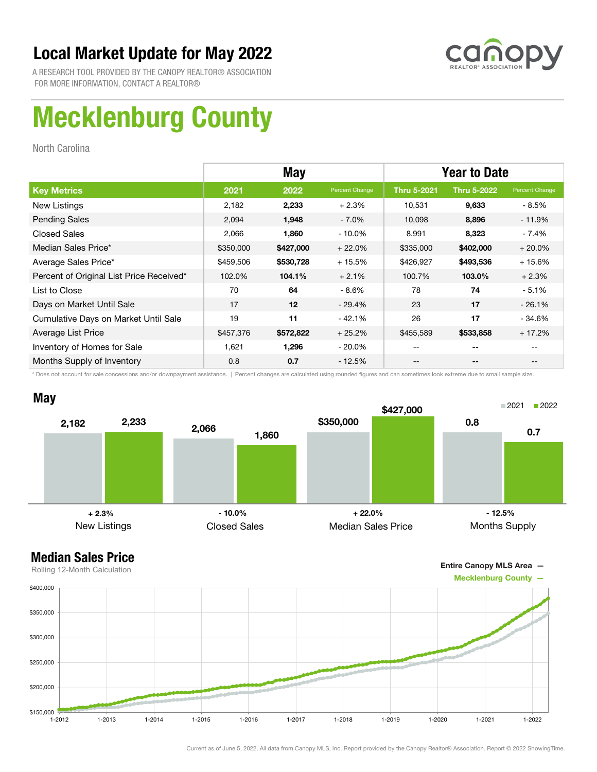# Local Market Update for May 2022

A RESEARCH TOOL PROVIDED BY THE CANOPY REALTOR® ASSOCIATION
FOR MORE INFORMATION, CONTACT A REALTOR®

# Mecklenburg County

North Carolina

| | May | | | Year to Date | | |
|---|---|---|---|---|---|---|
| **Key Metrics** | **2021** | **2022** | **Percent Change** | **Thru 5-2021** | **Thru 5-2022** | **Percent Change** |
| New Listings | 2,182 | **2,233** | + 2.3% | 10,531 | **9,633** | - 8.5% |
| Pending Sales | 2,094 | **1,948** | - 7.0% | 10,098 | **8,896** | - 11.9% |
| Closed Sales | 2,066 | **1,860** | - 10.0% | 8,991 | **8,323** | - 7.4% |
| Median Sales Price* | $350,000 | **$427,000** | + 22.0% | $335,000 | **$402,000** | + 20.0% |
| Average Sales Price* | $459,506 | **$530,728** | + 15.5% | $426,927 | **$493,536** | + 15.6% |
| Percent of Original List Price Received* | 102.0% | **104.1%** | + 2.1% | 100.7% | **103.0%** | + 2.3% |
| List to Close | 70 | **64** | - 8.6% | 78 | **74** | - 5.1% |
| Days on Market Until Sale | 17 | **12** | - 29.4% | 23 | **17** | - 26.1% |
| Cumulative Days on Market Until Sale | 19 | **11** | - 42.1% | 26 | **17** | - 34.6% |
| Average List Price | $457,376 | **$572,822** | + 25.2% | $455,589 | **$533,858** | + 17.2% |
| Inventory of Homes for Sale | 1,621 | **1,296** | - 20.0% | -- | **--** | -- |
| Months Supply of Inventory | 0.8 | **0.7** | - 12.5% | -- | **--** | -- |

* Does not account for sale concessions and/or downpayment assistance. | Percent changes are calculated using rounded figures and can sometimes look extreme due to small sample size.

## May

| | 2021 | 2022 | Change |
|---|---|---|---|
| New Listings | 2,182 | 2,233 | + 2.3% |
| Closed Sales | 2,066 | 1,860 | - 10.0% |
| Median Sales Price | $350,000 | $427,000 | + 22.0% |
| Months Supply | 0.8 | 0.7 | - 12.5% |

## Median Sales Price

Rolling 12-Month Calculation

Entire Canopy MLS Area —
Mecklenburg County —

Current as of June 5, 2022. All data from Canopy MLS, Inc. Report provided by the Canopy Realtor® Association. Report © 2022 ShowingTime.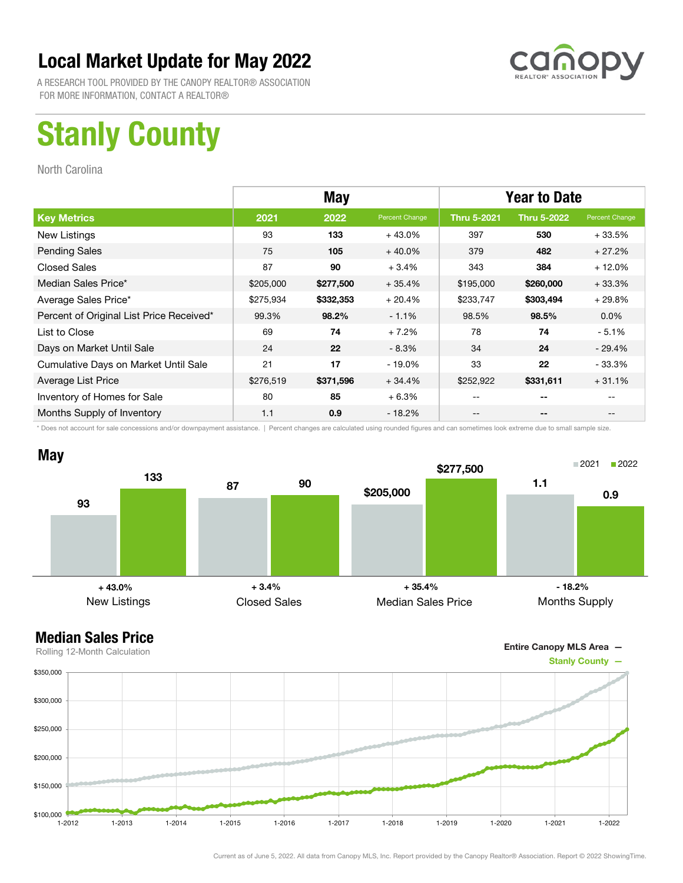# Local Market Update for May 2022

A RESEARCH TOOL PROVIDED BY THE CANOPY REALTOR® ASSOCIATION
FOR MORE INFORMATION, CONTACT A REALTOR®

# Stanly County

North Carolina

| | May | | | Year to Date | | |
|---|---|---|---|---|---|---|
| **Key Metrics** | **2021** | **2022** | **Percent Change** | **Thru 5-2021** | **Thru 5-2022** | **Percent Change** |
| New Listings | 93 | **133** | + 43.0% | 397 | **530** | + 33.5% |
| Pending Sales | 75 | **105** | + 40.0% | 379 | **482** | + 27.2% |
| Closed Sales | 87 | **90** | + 3.4% | 343 | **384** | + 12.0% |
| Median Sales Price* | $205,000 | **$277,500** | + 35.4% | $195,000 | **$260,000** | + 33.3% |
| Average Sales Price* | $275,934 | **$332,353** | + 20.4% | $233,747 | **$303,494** | + 29.8% |
| Percent of Original List Price Received* | 99.3% | **98.2%** | - 1.1% | 98.5% | **98.5%** | 0.0% |
| List to Close | 69 | **74** | + 7.2% | 78 | **74** | - 5.1% |
| Days on Market Until Sale | 24 | **22** | - 8.3% | 34 | **24** | - 29.4% |
| Cumulative Days on Market Until Sale | 21 | **17** | - 19.0% | 33 | **22** | - 33.3% |
| Average List Price | $276,519 | **$371,596** | + 34.4% | $252,922 | **$331,611** | + 31.1% |
| Inventory of Homes for Sale | 80 | **85** | + 6.3% | -- | **--** | -- |
| Months Supply of Inventory | 1.1 | **0.9** | - 18.2% | -- | **--** | -- |

* Does not account for sale concessions and/or downpayment assistance. | Percent changes are calculated using rounded figures and can sometimes look extreme due to small sample size.

## May

| | 2021 | 2022 | Change |
|---|---|---|---|
| New Listings | 93 | 133 | + 43.0% |
| Closed Sales | 87 | 90 | + 3.4% |
| Median Sales Price | $205,000 | $277,500 | + 35.4% |
| Months Supply | 1.1 | 0.9 | - 18.2% |

## Median Sales Price

Rolling 12-Month Calculation

Entire Canopy MLS Area —
Stanly County —

Current as of June 5, 2022. All data from Canopy MLS, Inc. Report provided by the Canopy Realtor® Association. Report © 2022 ShowingTime.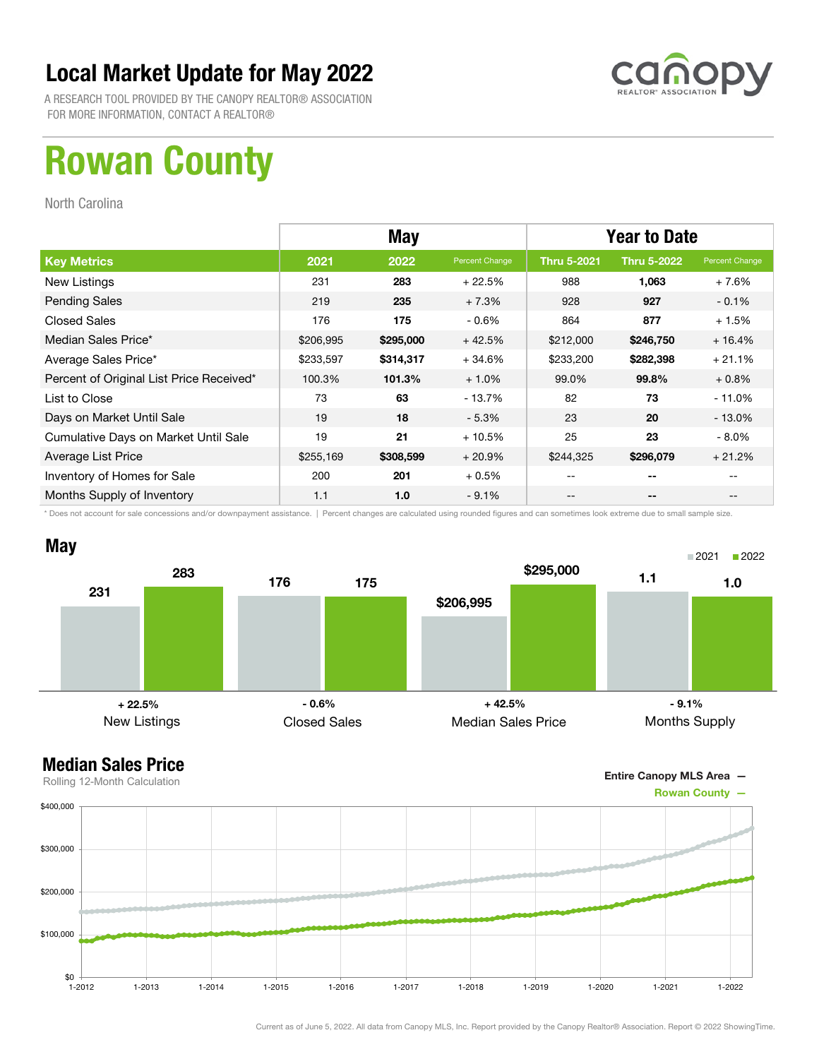# Local Market Update for May 2022

A RESEARCH TOOL PROVIDED BY THE CANOPY REALTOR® ASSOCIATION
FOR MORE INFORMATION, CONTACT A REALTOR®

# Rowan County

North Carolina

| | May | | | Year to Date | | |
|---|---|---|---|---|---|---|
| **Key Metrics** | **2021** | **2022** | **Percent Change** | **Thru 5-2021** | **Thru 5-2022** | **Percent Change** |
| New Listings | 231 | **283** | + 22.5% | 988 | **1,063** | + 7.6% |
| Pending Sales | 219 | **235** | + 7.3% | 928 | **927** | - 0.1% |
| Closed Sales | 176 | **175** | - 0.6% | 864 | **877** | + 1.5% |
| Median Sales Price* | $206,995 | **$295,000** | + 42.5% | $212,000 | **$246,750** | + 16.4% |
| Average Sales Price* | $233,597 | **$314,317** | + 34.6% | $233,200 | **$282,398** | + 21.1% |
| Percent of Original List Price Received* | 100.3% | **101.3%** | + 1.0% | 99.0% | **99.8%** | + 0.8% |
| List to Close | 73 | **63** | - 13.7% | 82 | **73** | - 11.0% |
| Days on Market Until Sale | 19 | **18** | - 5.3% | 23 | **20** | - 13.0% |
| Cumulative Days on Market Until Sale | 19 | **21** | + 10.5% | 25 | **23** | - 8.0% |
| Average List Price | $255,169 | **$308,599** | + 20.9% | $244,325 | **$296,079** | + 21.2% |
| Inventory of Homes for Sale | 200 | **201** | + 0.5% | -- | **--** | -- |
| Months Supply of Inventory | 1.1 | **1.0** | - 9.1% | -- | **--** | -- |

* Does not account for sale concessions and/or downpayment assistance. | Percent changes are calculated using rounded figures and can sometimes look extreme due to small sample size.

## May

| | 2021 | 2022 | Change |
|---|---|---|---|
| New Listings | 231 | 283 | + 22.5% |
| Closed Sales | 176 | 175 | - 0.6% |
| Median Sales Price | $206,995 | $295,000 | + 42.5% |
| Months Supply | 1.1 | 1.0 | - 9.1% |

## Median Sales Price

Rolling 12-Month Calculation

Entire Canopy MLS Area —
Rowan County —

Current as of June 5, 2022. All data from Canopy MLS, Inc. Report provided by the Canopy Realtor® Association. Report © 2022 ShowingTime.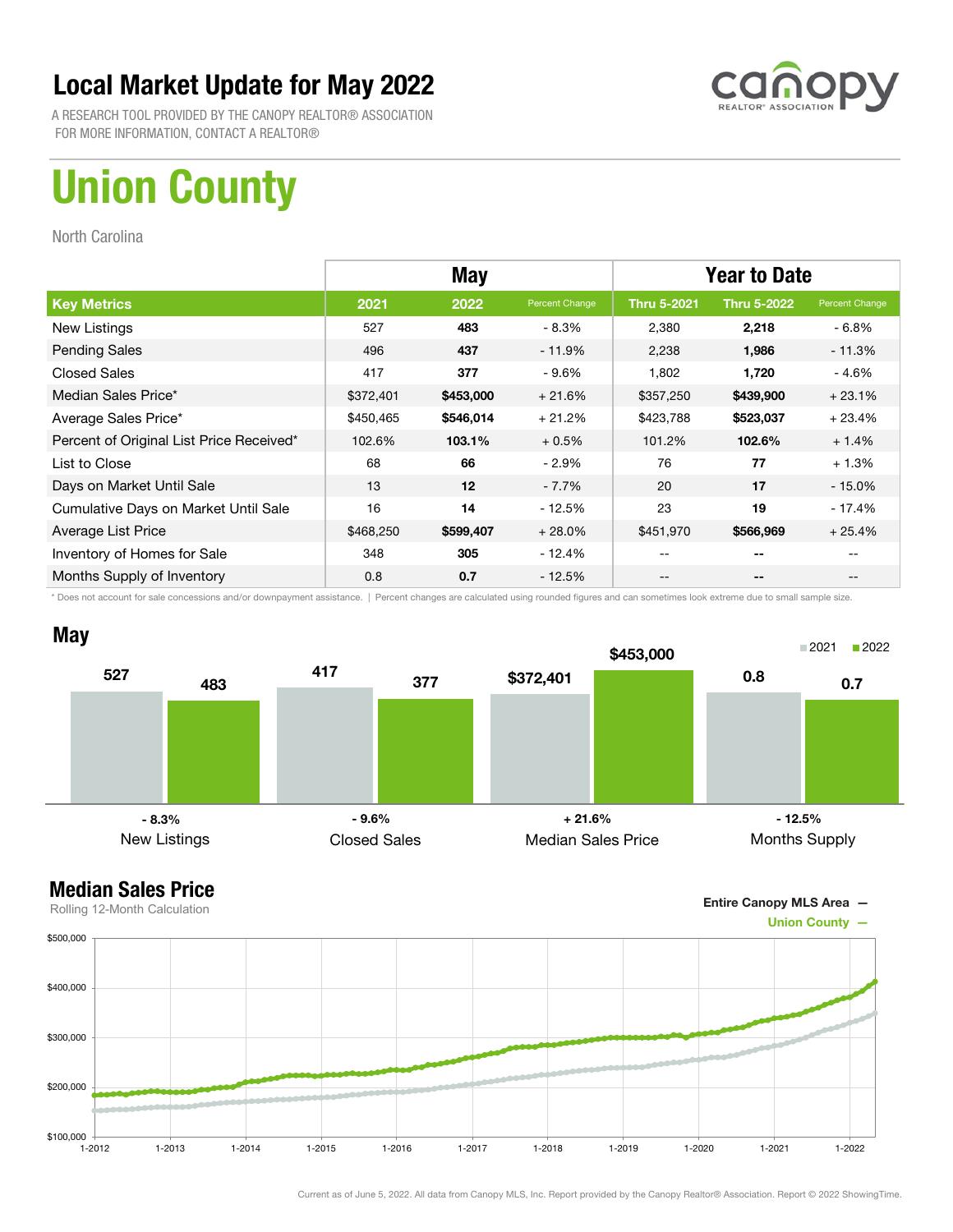# Local Market Update for May 2022

A RESEARCH TOOL PROVIDED BY THE CANOPY REALTOR® ASSOCIATION
FOR MORE INFORMATION, CONTACT A REALTOR®

canopy REALTOR® ASSOCIATION

# Union County

North Carolina

| | May | | | Year to Date | | |
|---|---|---|---|---|---|---|
| **Key Metrics** | **2021** | **2022** | **Percent Change** | **Thru 5-2021** | **Thru 5-2022** | **Percent Change** |
| New Listings | 527 | **483** | - 8.3% | 2,380 | **2,218** | - 6.8% |
| Pending Sales | 496 | **437** | - 11.9% | 2,238 | **1,986** | - 11.3% |
| Closed Sales | 417 | **377** | - 9.6% | 1,802 | **1,720** | - 4.6% |
| Median Sales Price* | $372,401 | **$453,000** | + 21.6% | $357,250 | **$439,900** | + 23.1% |
| Average Sales Price* | $450,465 | **$546,014** | + 21.2% | $423,788 | **$523,037** | + 23.4% |
| Percent of Original List Price Received* | 102.6% | **103.1%** | + 0.5% | 101.2% | **102.6%** | + 1.4% |
| List to Close | 68 | **66** | - 2.9% | 76 | **77** | + 1.3% |
| Days on Market Until Sale | 13 | **12** | - 7.7% | 20 | **17** | - 15.0% |
| Cumulative Days on Market Until Sale | 16 | **14** | - 12.5% | 23 | **19** | - 17.4% |
| Average List Price | $468,250 | **$599,407** | + 28.0% | $451,970 | **$566,969** | + 25.4% |
| Inventory of Homes for Sale | 348 | **305** | - 12.4% | -- | **--** | -- |
| Months Supply of Inventory | 0.8 | **0.7** | - 12.5% | -- | **--** | -- |

\* Does not account for sale concessions and/or downpayment assistance. | Percent changes are calculated using rounded figures and can sometimes look extreme due to small sample size.

## May

| | 2021 | 2022 | Change |
|---|---|---|---|
| New Listings | 527 | 483 | - 8.3% |
| Closed Sales | 417 | 377 | - 9.6% |
| Median Sales Price | $372,401 | $453,000 | + 21.6% |
| Months Supply | 0.8 | 0.7 | - 12.5% |

## Median Sales Price

Rolling 12-Month Calculation

Entire Canopy MLS Area —
Union County —

Current as of June 5, 2022. All data from Canopy MLS, Inc. Report provided by the Canopy Realtor® Association. Report © 2022 ShowingTime.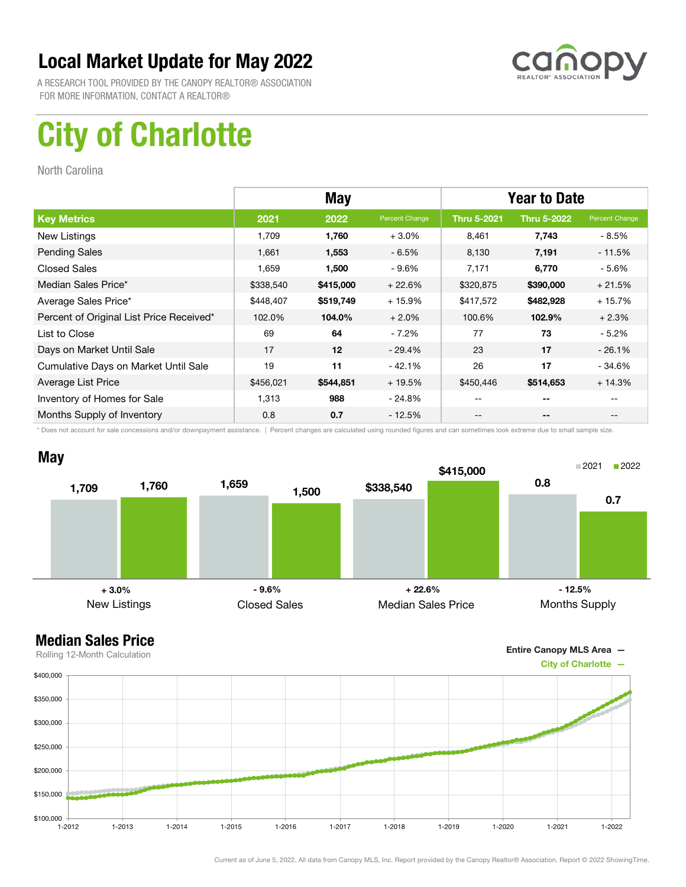# Local Market Update for May 2022

A RESEARCH TOOL PROVIDED BY THE CANOPY REALTOR® ASSOCIATION
FOR MORE INFORMATION, CONTACT A REALTOR®

# City of Charlotte

North Carolina

| | May | | | Year to Date | | |
|---|---|---|---|---|---|---|
| **Key Metrics** | **2021** | **2022** | **Percent Change** | **Thru 5-2021** | **Thru 5-2022** | **Percent Change** |
| New Listings | 1,709 | **1,760** | + 3.0% | 8,461 | **7,743** | - 8.5% |
| Pending Sales | 1,661 | **1,553** | - 6.5% | 8,130 | **7,191** | - 11.5% |
| Closed Sales | 1,659 | **1,500** | - 9.6% | 7,171 | **6,770** | - 5.6% |
| Median Sales Price* | $338,540 | **$415,000** | + 22.6% | $320,875 | **$390,000** | + 21.5% |
| Average Sales Price* | $448,407 | **$519,749** | + 15.9% | $417,572 | **$482,928** | + 15.7% |
| Percent of Original List Price Received* | 102.0% | **104.0%** | + 2.0% | 100.6% | **102.9%** | + 2.3% |
| List to Close | 69 | **64** | - 7.2% | 77 | **73** | - 5.2% |
| Days on Market Until Sale | 17 | **12** | - 29.4% | 23 | **17** | - 26.1% |
| Cumulative Days on Market Until Sale | 19 | **11** | - 42.1% | 26 | **17** | - 34.6% |
| Average List Price | $456,021 | **$544,851** | + 19.5% | $450,446 | **$514,653** | + 14.3% |
| Inventory of Homes for Sale | 1,313 | **988** | - 24.8% | -- | **--** | -- |
| Months Supply of Inventory | 0.8 | **0.7** | - 12.5% | -- | **--** | -- |

\* Does not account for sale concessions and/or downpayment assistance. | Percent changes are calculated using rounded figures and can sometimes look extreme due to small sample size.

## May

| | 2021 | 2022 | Change |
|---|---|---|---|
| New Listings | 1,709 | 1,760 | + 3.0% |
| Closed Sales | 1,659 | 1,500 | - 9.6% |
| Median Sales Price | $338,540 | $415,000 | + 22.6% |
| Months Supply | 0.8 | 0.7 | - 12.5% |

## Median Sales Price

Rolling 12-Month Calculation

Entire Canopy MLS Area —
City of Charlotte —

Current as of June 5, 2022. All data from Canopy MLS, Inc. Report provided by the Canopy Realtor® Association. Report © 2022 ShowingTime.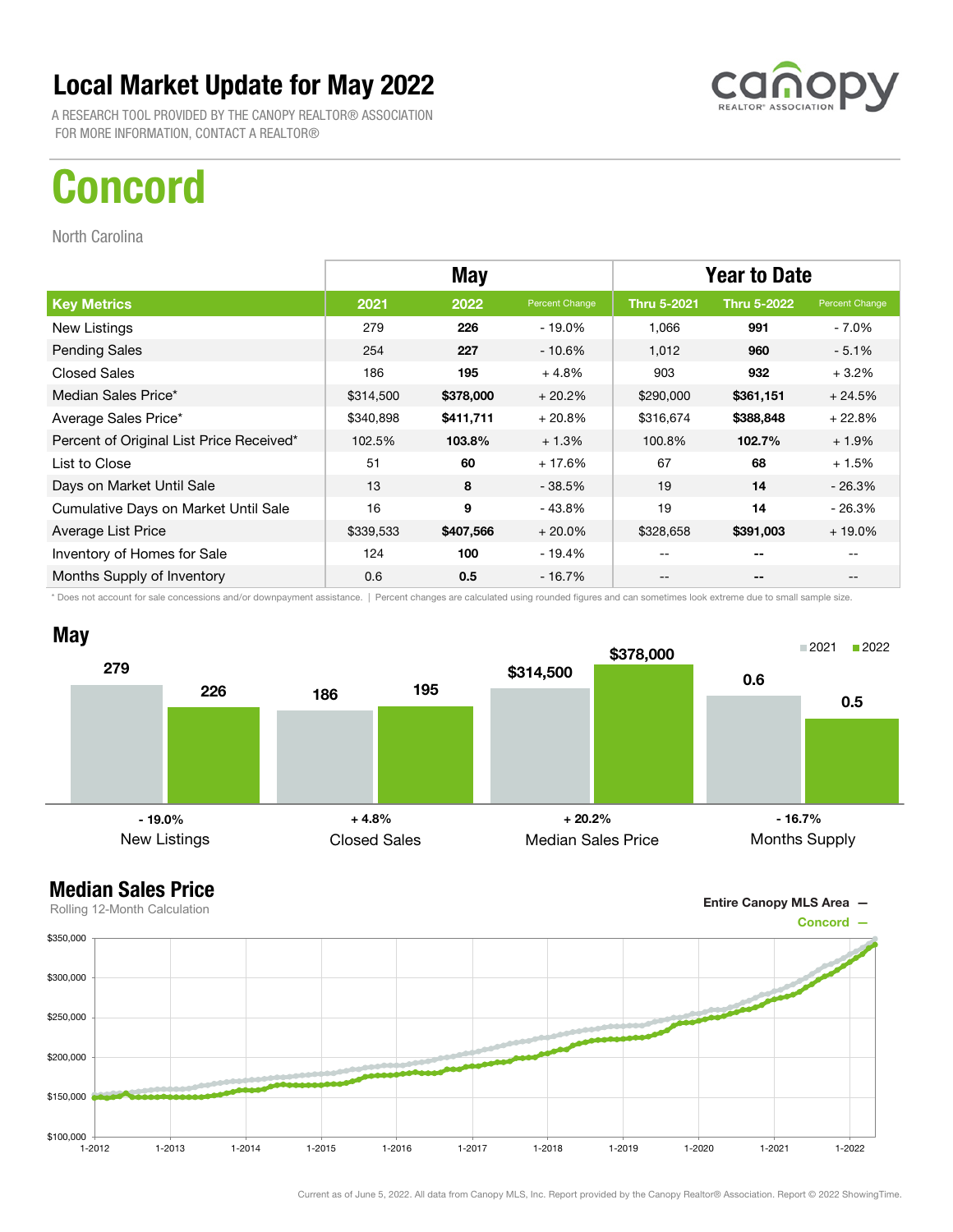# Local Market Update for May 2022

A RESEARCH TOOL PROVIDED BY THE CANOPY REALTOR® ASSOCIATION
FOR MORE INFORMATION, CONTACT A REALTOR®

# Concord

North Carolina

| | May | | | Year to Date | | |
|---|---|---|---|---|---|---|
| **Key Metrics** | **2021** | **2022** | **Percent Change** | **Thru 5-2021** | **Thru 5-2022** | **Percent Change** |
| New Listings | 279 | **226** | - 19.0% | 1,066 | **991** | - 7.0% |
| Pending Sales | 254 | **227** | - 10.6% | 1,012 | **960** | - 5.1% |
| Closed Sales | 186 | **195** | + 4.8% | 903 | **932** | + 3.2% |
| Median Sales Price* | $314,500 | **$378,000** | + 20.2% | $290,000 | **$361,151** | + 24.5% |
| Average Sales Price* | $340,898 | **$411,711** | + 20.8% | $316,674 | **$388,848** | + 22.8% |
| Percent of Original List Price Received* | 102.5% | **103.8%** | + 1.3% | 100.8% | **102.7%** | + 1.9% |
| List to Close | 51 | **60** | + 17.6% | 67 | **68** | + 1.5% |
| Days on Market Until Sale | 13 | **8** | - 38.5% | 19 | **14** | - 26.3% |
| Cumulative Days on Market Until Sale | 16 | **9** | - 43.8% | 19 | **14** | - 26.3% |
| Average List Price | $339,533 | **$407,566** | + 20.0% | $328,658 | **$391,003** | + 19.0% |
| Inventory of Homes for Sale | 124 | **100** | - 19.4% | -- | **--** | -- |
| Months Supply of Inventory | 0.6 | **0.5** | - 16.7% | -- | **--** | -- |

\* Does not account for sale concessions and/or downpayment assistance. | Percent changes are calculated using rounded figures and can sometimes look extreme due to small sample size.

## May

| | 2021 | 2022 | Percent Change |
|---|---|---|---|
| New Listings | 279 | 226 | - 19.0% |
| Closed Sales | 186 | 195 | + 4.8% |
| Median Sales Price | $314,500 | $378,000 | + 20.2% |
| Months Supply | 0.6 | 0.5 | - 16.7% |

## Median Sales Price

Rolling 12-Month Calculation

Entire Canopy MLS Area —
Concord —

Current as of June 5, 2022. All data from Canopy MLS, Inc. Report provided by the Canopy Realtor® Association. Report © 2022 ShowingTime.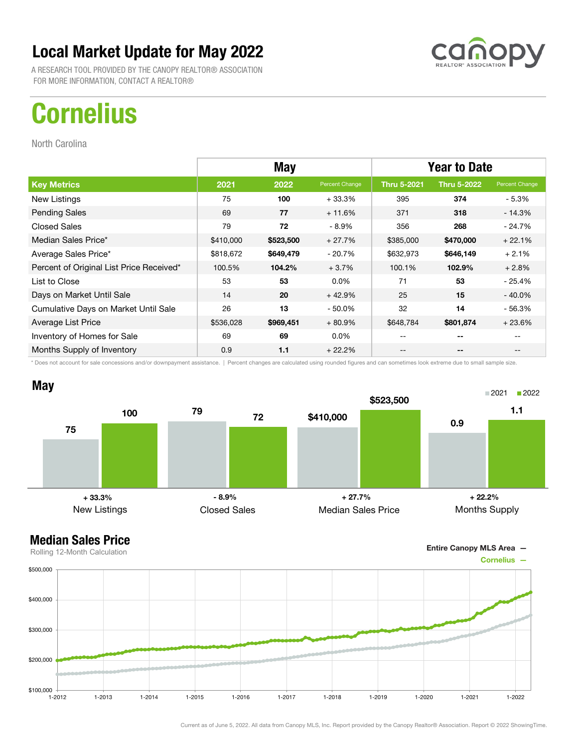# Local Market Update for May 2022

A RESEARCH TOOL PROVIDED BY THE CANOPY REALTOR® ASSOCIATION
FOR MORE INFORMATION, CONTACT A REALTOR®

# Cornelius

North Carolina

| | May | | | Year to Date | | |
|---|---|---|---|---|---|---|
| **Key Metrics** | **2021** | **2022** | **Percent Change** | **Thru 5-2021** | **Thru 5-2022** | **Percent Change** |
| New Listings | 75 | **100** | + 33.3% | 395 | **374** | - 5.3% |
| Pending Sales | 69 | **77** | + 11.6% | 371 | **318** | - 14.3% |
| Closed Sales | 79 | **72** | - 8.9% | 356 | **268** | - 24.7% |
| Median Sales Price* | $410,000 | **$523,500** | + 27.7% | $385,000 | **$470,000** | + 22.1% |
| Average Sales Price* | $818,672 | **$649,479** | - 20.7% | $632,973 | **$646,149** | + 2.1% |
| Percent of Original List Price Received* | 100.5% | **104.2%** | + 3.7% | 100.1% | **102.9%** | + 2.8% |
| List to Close | 53 | **53** | 0.0% | 71 | **53** | - 25.4% |
| Days on Market Until Sale | 14 | **20** | + 42.9% | 25 | **15** | - 40.0% |
| Cumulative Days on Market Until Sale | 26 | **13** | - 50.0% | 32 | **14** | - 56.3% |
| Average List Price | $536,028 | **$969,451** | + 80.9% | $648,784 | **$801,874** | + 23.6% |
| Inventory of Homes for Sale | 69 | **69** | 0.0% | -- | **--** | -- |
| Months Supply of Inventory | 0.9 | **1.1** | + 22.2% | -- | **--** | -- |

\* Does not account for sale concessions and/or downpayment assistance. | Percent changes are calculated using rounded figures and can sometimes look extreme due to small sample size.

## May

| | 2021 | 2022 | Change |
|---|---|---|---|
| New Listings | 75 | 100 | + 33.3% |
| Closed Sales | 79 | 72 | - 8.9% |
| Median Sales Price | $410,000 | $523,500 | + 27.7% |
| Months Supply | 0.9 | 1.1 | + 22.2% |

## Median Sales Price

Rolling 12-Month Calculation

Entire Canopy MLS Area —
Cornelius —

Current as of June 5, 2022. All data from Canopy MLS, Inc. Report provided by the Canopy Realtor® Association. Report © 2022 ShowingTime.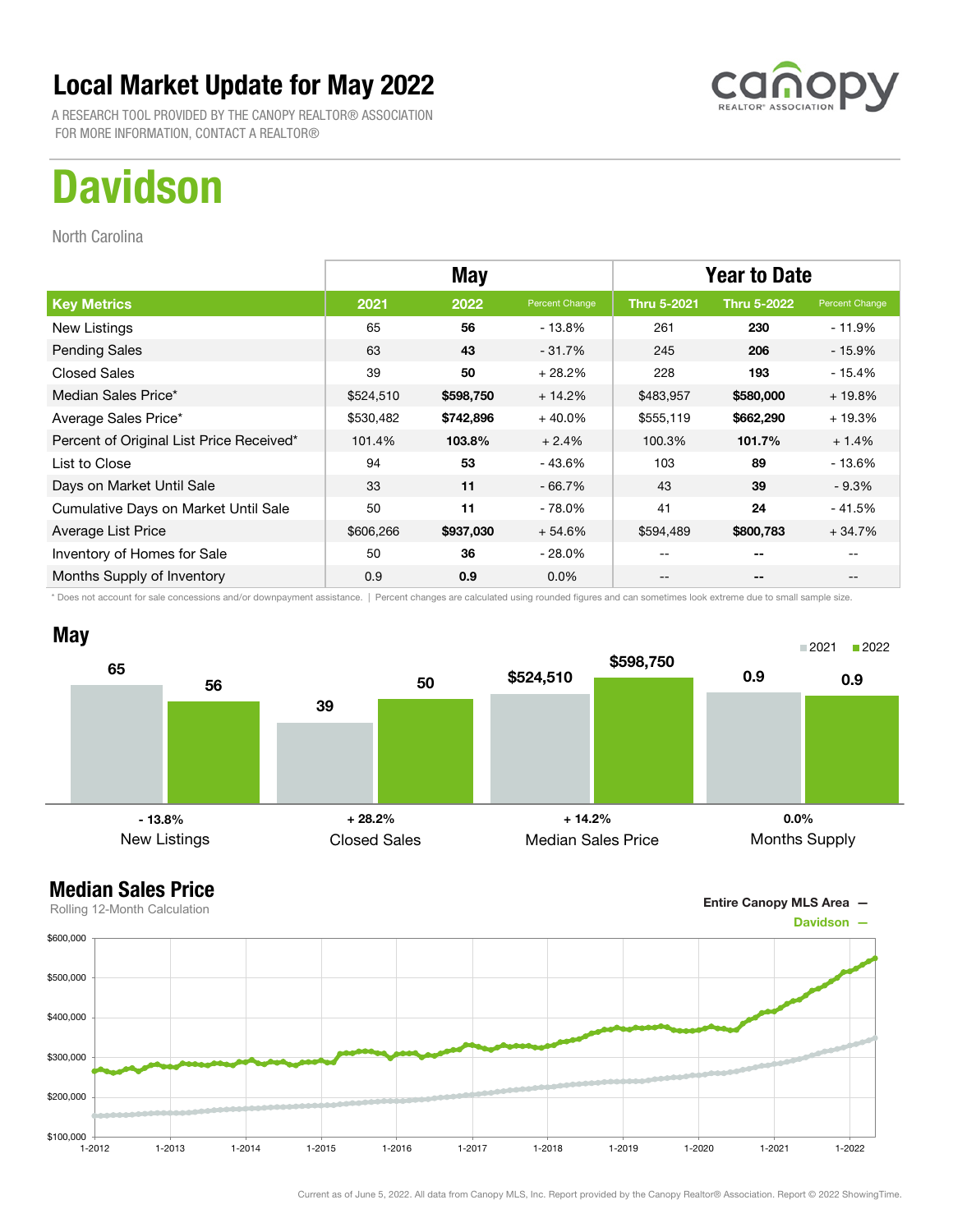# Local Market Update for May 2022

A RESEARCH TOOL PROVIDED BY THE CANOPY REALTOR® ASSOCIATION
FOR MORE INFORMATION, CONTACT A REALTOR®

# Davidson

North Carolina

| | May | | | Year to Date | | |
|---|---|---|---|---|---|---|
| **Key Metrics** | **2021** | **2022** | **Percent Change** | **Thru 5-2021** | **Thru 5-2022** | **Percent Change** |
| New Listings | 65 | **56** | - 13.8% | 261 | **230** | - 11.9% |
| Pending Sales | 63 | **43** | - 31.7% | 245 | **206** | - 15.9% |
| Closed Sales | 39 | **50** | + 28.2% | 228 | **193** | - 15.4% |
| Median Sales Price* | $524,510 | **$598,750** | + 14.2% | $483,957 | **$580,000** | + 19.8% |
| Average Sales Price* | $530,482 | **$742,896** | + 40.0% | $555,119 | **$662,290** | + 19.3% |
| Percent of Original List Price Received* | 101.4% | **103.8%** | + 2.4% | 100.3% | **101.7%** | + 1.4% |
| List to Close | 94 | **53** | - 43.6% | 103 | **89** | - 13.6% |
| Days on Market Until Sale | 33 | **11** | - 66.7% | 43 | **39** | - 9.3% |
| Cumulative Days on Market Until Sale | 50 | **11** | - 78.0% | 41 | **24** | - 41.5% |
| Average List Price | $606,266 | **$937,030** | + 54.6% | $594,489 | **$800,783** | + 34.7% |
| Inventory of Homes for Sale | 50 | **36** | - 28.0% | -- | **--** | -- |
| Months Supply of Inventory | 0.9 | **0.9** | 0.0% | -- | **--** | -- |

\* Does not account for sale concessions and/or downpayment assistance. | Percent changes are calculated using rounded figures and can sometimes look extreme due to small sample size.

## May

| | 2021 | 2022 | Change |
|---|---|---|---|
| New Listings | 65 | 56 | - 13.8% |
| Closed Sales | 39 | 50 | + 28.2% |
| Median Sales Price | $524,510 | $598,750 | + 14.2% |
| Months Supply | 0.9 | 0.9 | 0.0% |

## Median Sales Price

Rolling 12-Month Calculation

Entire Canopy MLS Area —
Davidson —

Current as of June 5, 2022. All data from Canopy MLS, Inc. Report provided by the Canopy Realtor® Association. Report © 2022 ShowingTime.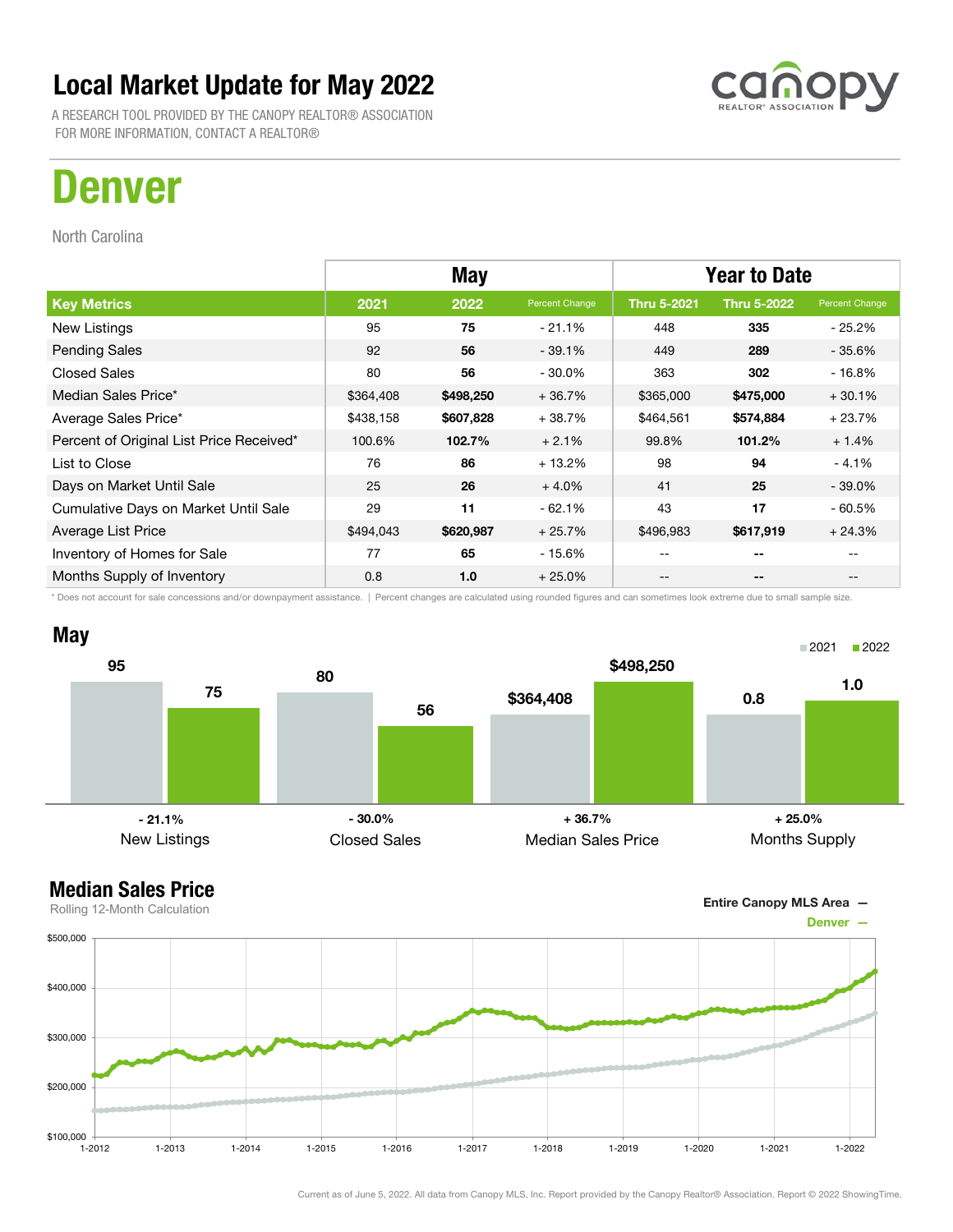# Local Market Update for May 2022

A RESEARCH TOOL PROVIDED BY THE CANOPY REALTOR® ASSOCIATION
FOR MORE INFORMATION, CONTACT A REALTOR®

# Denver

North Carolina

| | May | | | Year to Date | | |
|---|---|---|---|---|---|---|
| **Key Metrics** | **2021** | **2022** | **Percent Change** | **Thru 5-2021** | **Thru 5-2022** | **Percent Change** |
| New Listings | 95 | **75** | - 21.1% | 448 | **335** | - 25.2% |
| Pending Sales | 92 | **56** | - 39.1% | 449 | **289** | - 35.6% |
| Closed Sales | 80 | **56** | - 30.0% | 363 | **302** | - 16.8% |
| Median Sales Price* | $364,408 | **$498,250** | + 36.7% | $365,000 | **$475,000** | + 30.1% |
| Average Sales Price* | $438,158 | **$607,828** | + 38.7% | $464,561 | **$574,884** | + 23.7% |
| Percent of Original List Price Received* | 100.6% | **102.7%** | + 2.1% | 99.8% | **101.2%** | + 1.4% |
| List to Close | 76 | **86** | + 13.2% | 98 | **94** | - 4.1% |
| Days on Market Until Sale | 25 | **26** | + 4.0% | 41 | **25** | - 39.0% |
| Cumulative Days on Market Until Sale | 29 | **11** | - 62.1% | 43 | **17** | - 60.5% |
| Average List Price | $494,043 | **$620,987** | + 25.7% | $496,983 | **$617,919** | + 24.3% |
| Inventory of Homes for Sale | 77 | **65** | - 15.6% | -- | **--** | -- |
| Months Supply of Inventory | 0.8 | **1.0** | + 25.0% | -- | **--** | -- |

\* Does not account for sale concessions and/or downpayment assistance. | Percent changes are calculated using rounded figures and can sometimes look extreme due to small sample size.

## May

| | 2021 | 2022 | Change |
|---|---|---|---|
| New Listings | 95 | 75 | - 21.1% |
| Closed Sales | 80 | 56 | - 30.0% |
| Median Sales Price | $364,408 | $498,250 | + 36.7% |
| Months Supply | 0.8 | 1.0 | + 25.0% |

## Median Sales Price

Rolling 12-Month Calculation

Entire Canopy MLS Area —
Denver —

Current as of June 5, 2022. All data from Canopy MLS, Inc. Report provided by the Canopy Realtor® Association. Report © 2022 ShowingTime.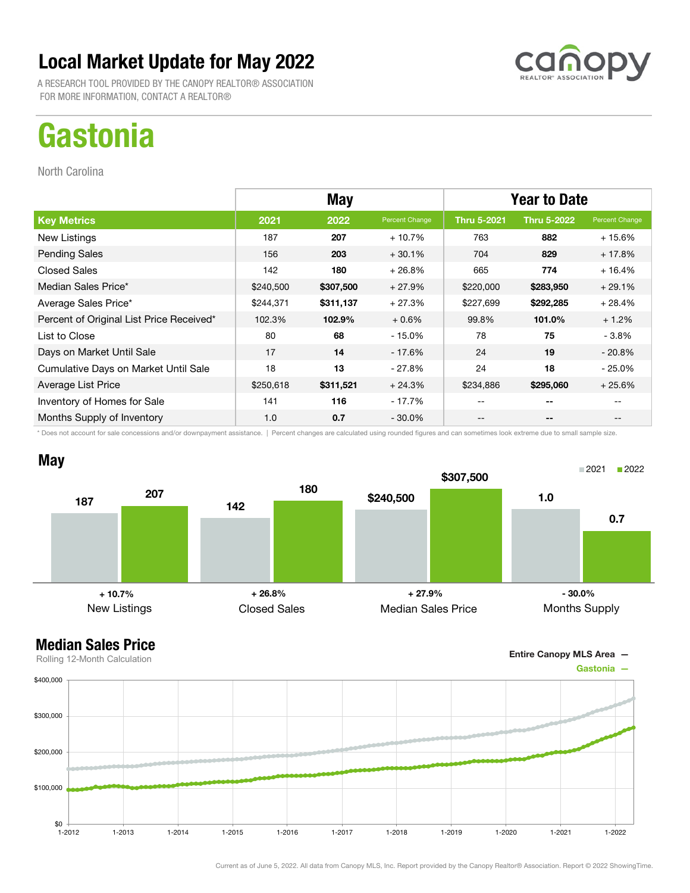# Local Market Update for May 2022

A RESEARCH TOOL PROVIDED BY THE CANOPY REALTOR® ASSOCIATION
FOR MORE INFORMATION, CONTACT A REALTOR®

# Gastonia

North Carolina

| | May | | | Year to Date | | |
|---|---|---|---|---|---|---|
| **Key Metrics** | **2021** | **2022** | **Percent Change** | **Thru 5-2021** | **Thru 5-2022** | **Percent Change** |
| New Listings | 187 | **207** | + 10.7% | 763 | **882** | + 15.6% |
| Pending Sales | 156 | **203** | + 30.1% | 704 | **829** | + 17.8% |
| Closed Sales | 142 | **180** | + 26.8% | 665 | **774** | + 16.4% |
| Median Sales Price* | $240,500 | **$307,500** | + 27.9% | $220,000 | **$283,950** | + 29.1% |
| Average Sales Price* | $244,371 | **$311,137** | + 27.3% | $227,699 | **$292,285** | + 28.4% |
| Percent of Original List Price Received* | 102.3% | **102.9%** | + 0.6% | 99.8% | **101.0%** | + 1.2% |
| List to Close | 80 | **68** | - 15.0% | 78 | **75** | - 3.8% |
| Days on Market Until Sale | 17 | **14** | - 17.6% | 24 | **19** | - 20.8% |
| Cumulative Days on Market Until Sale | 18 | **13** | - 27.8% | 24 | **18** | - 25.0% |
| Average List Price | $250,618 | **$311,521** | + 24.3% | $234,886 | **$295,060** | + 25.6% |
| Inventory of Homes for Sale | 141 | **116** | - 17.7% | -- | **--** | -- |
| Months Supply of Inventory | 1.0 | **0.7** | - 30.0% | -- | **--** | -- |

\* Does not account for sale concessions and/or downpayment assistance. | Percent changes are calculated using rounded figures and can sometimes look extreme due to small sample size.

## May

| | 2021 | 2022 | Change |
|---|---|---|---|
| New Listings | 187 | 207 | + 10.7% |
| Closed Sales | 142 | 180 | + 26.8% |
| Median Sales Price | $240,500 | $307,500 | + 27.9% |
| Months Supply | 1.0 | 0.7 | - 30.0% |

## Median Sales Price

Rolling 12-Month Calculation

Entire Canopy MLS Area —
Gastonia —

Current as of June 5, 2022. All data from Canopy MLS, Inc. Report provided by the Canopy Realtor® Association. Report © 2022 ShowingTime.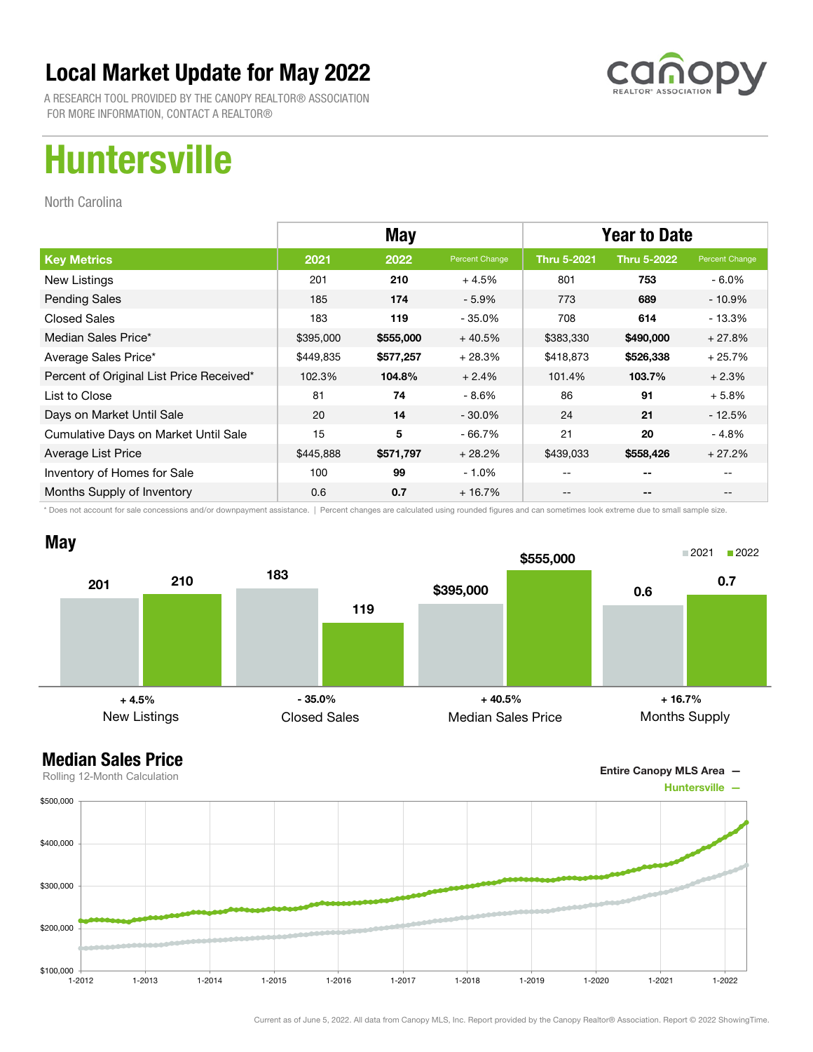# Local Market Update for May 2022

A RESEARCH TOOL PROVIDED BY THE CANOPY REALTOR® ASSOCIATION
FOR MORE INFORMATION, CONTACT A REALTOR®

# Huntersville

North Carolina

| | May | | | Year to Date | | |
|---|---|---|---|---|---|---|
| **Key Metrics** | **2021** | **2022** | **Percent Change** | **Thru 5-2021** | **Thru 5-2022** | **Percent Change** |
| New Listings | 201 | **210** | + 4.5% | 801 | **753** | - 6.0% |
| Pending Sales | 185 | **174** | - 5.9% | 773 | **689** | - 10.9% |
| Closed Sales | 183 | **119** | - 35.0% | 708 | **614** | - 13.3% |
| Median Sales Price* | $395,000 | **$555,000** | + 40.5% | $383,330 | **$490,000** | + 27.8% |
| Average Sales Price* | $449,835 | **$577,257** | + 28.3% | $418,873 | **$526,338** | + 25.7% |
| Percent of Original List Price Received* | 102.3% | **104.8%** | + 2.4% | 101.4% | **103.7%** | + 2.3% |
| List to Close | 81 | **74** | - 8.6% | 86 | **91** | + 5.8% |
| Days on Market Until Sale | 20 | **14** | - 30.0% | 24 | **21** | - 12.5% |
| Cumulative Days on Market Until Sale | 15 | **5** | - 66.7% | 21 | **20** | - 4.8% |
| Average List Price | $445,888 | **$571,797** | + 28.2% | $439,033 | **$558,426** | + 27.2% |
| Inventory of Homes for Sale | 100 | **99** | - 1.0% | -- | **--** | -- |
| Months Supply of Inventory | 0.6 | **0.7** | + 16.7% | -- | **--** | -- |

\* Does not account for sale concessions and/or downpayment assistance. | Percent changes are calculated using rounded figures and can sometimes look extreme due to small sample size.

## May

| | 2021 | 2022 | Change |
|---|---|---|---|
| New Listings | 201 | 210 | + 4.5% |
| Closed Sales | 183 | 119 | - 35.0% |
| Median Sales Price | $395,000 | $555,000 | + 40.5% |
| Months Supply | 0.6 | 0.7 | + 16.7% |

## Median Sales Price

Rolling 12-Month Calculation

Entire Canopy MLS Area —
Huntersville —

Current as of June 5, 2022. All data from Canopy MLS, Inc. Report provided by the Canopy Realtor® Association. Report © 2022 ShowingTime.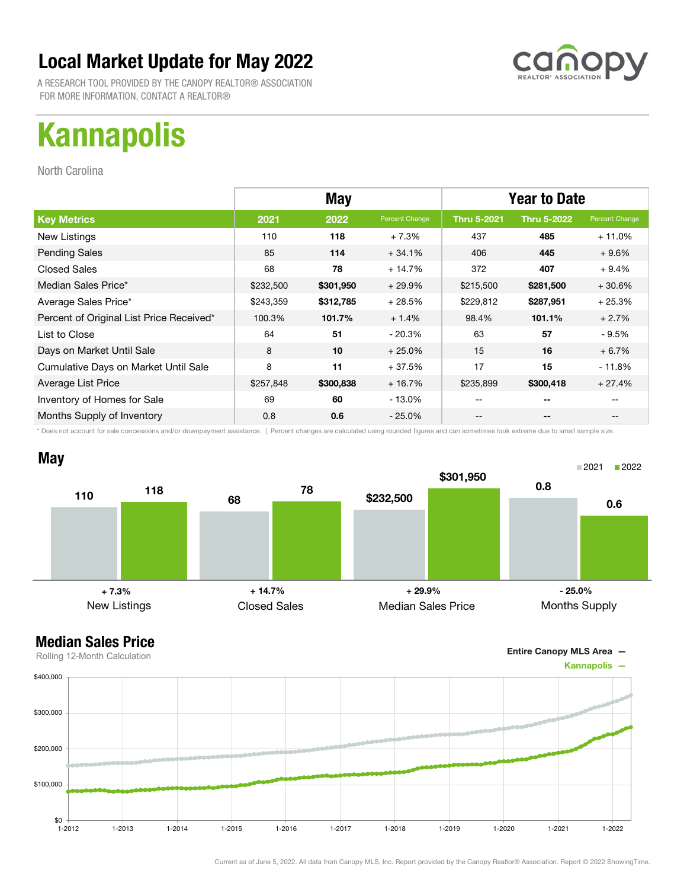# Local Market Update for May 2022

A RESEARCH TOOL PROVIDED BY THE CANOPY REALTOR® ASSOCIATION
FOR MORE INFORMATION, CONTACT A REALTOR®

# Kannapolis

North Carolina

| | May | | | Year to Date | | |
|---|---|---|---|---|---|---|
| **Key Metrics** | **2021** | **2022** | **Percent Change** | **Thru 5-2021** | **Thru 5-2022** | **Percent Change** |
| New Listings | 110 | **118** | + 7.3% | 437 | **485** | + 11.0% |
| Pending Sales | 85 | **114** | + 34.1% | 406 | **445** | + 9.6% |
| Closed Sales | 68 | **78** | + 14.7% | 372 | **407** | + 9.4% |
| Median Sales Price* | $232,500 | **$301,950** | + 29.9% | $215,500 | **$281,500** | + 30.6% |
| Average Sales Price* | $243,359 | **$312,785** | + 28.5% | $229,812 | **$287,951** | + 25.3% |
| Percent of Original List Price Received* | 100.3% | **101.7%** | + 1.4% | 98.4% | **101.1%** | + 2.7% |
| List to Close | 64 | **51** | - 20.3% | 63 | **57** | - 9.5% |
| Days on Market Until Sale | 8 | **10** | + 25.0% | 15 | **16** | + 6.7% |
| Cumulative Days on Market Until Sale | 8 | **11** | + 37.5% | 17 | **15** | - 11.8% |
| Average List Price | $257,848 | **$300,838** | + 16.7% | $235,899 | **$300,418** | + 27.4% |
| Inventory of Homes for Sale | 69 | **60** | - 13.0% | -- | **--** | -- |
| Months Supply of Inventory | 0.8 | **0.6** | - 25.0% | -- | **--** | -- |

\* Does not account for sale concessions and/or downpayment assistance. | Percent changes are calculated using rounded figures and can sometimes look extreme due to small sample size.

## May

| | 2021 | 2022 | Change |
|---|---|---|---|
| New Listings | 110 | 118 | + 7.3% |
| Closed Sales | 68 | 78 | + 14.7% |
| Median Sales Price | $232,500 | $301,950 | + 29.9% |
| Months Supply | 0.8 | 0.6 | - 25.0% |

## Median Sales Price

Rolling 12-Month Calculation

Entire Canopy MLS Area —
Kannapolis —

Current as of June 5, 2022. All data from Canopy MLS, Inc. Report provided by the Canopy Realtor® Association. Report © 2022 ShowingTime.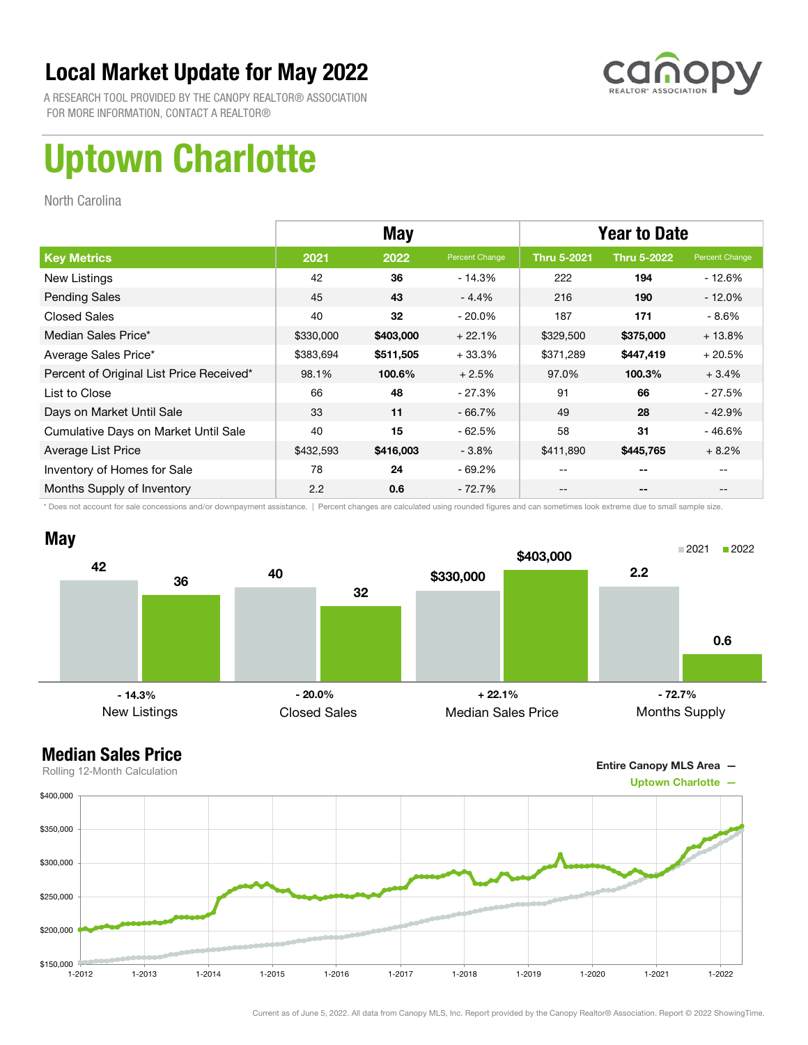# Local Market Update for May 2022

A RESEARCH TOOL PROVIDED BY THE CANOPY REALTOR® ASSOCIATION
FOR MORE INFORMATION, CONTACT A REALTOR®

canopy REALTOR® ASSOCIATION

# Uptown Charlotte

North Carolina

| | May | | | Year to Date | | |
|---|---|---|---|---|---|---|
| **Key Metrics** | **2021** | **2022** | **Percent Change** | **Thru 5-2021** | **Thru 5-2022** | **Percent Change** |
| New Listings | 42 | **36** | - 14.3% | 222 | **194** | - 12.6% |
| Pending Sales | 45 | **43** | - 4.4% | 216 | **190** | - 12.0% |
| Closed Sales | 40 | **32** | - 20.0% | 187 | **171** | - 8.6% |
| Median Sales Price* | $330,000 | **$403,000** | + 22.1% | $329,500 | **$375,000** | + 13.8% |
| Average Sales Price* | $383,694 | **$511,505** | + 33.3% | $371,289 | **$447,419** | + 20.5% |
| Percent of Original List Price Received* | 98.1% | **100.6%** | + 2.5% | 97.0% | **100.3%** | + 3.4% |
| List to Close | 66 | **48** | - 27.3% | 91 | **66** | - 27.5% |
| Days on Market Until Sale | 33 | **11** | - 66.7% | 49 | **28** | - 42.9% |
| Cumulative Days on Market Until Sale | 40 | **15** | - 62.5% | 58 | **31** | - 46.6% |
| Average List Price | $432,593 | **$416,003** | - 3.8% | $411,890 | **$445,765** | + 8.2% |
| Inventory of Homes for Sale | 78 | **24** | - 69.2% | -- | **--** | -- |
| Months Supply of Inventory | 2.2 | **0.6** | - 72.7% | -- | **--** | -- |

\* Does not account for sale concessions and/or downpayment assistance. | Percent changes are calculated using rounded figures and can sometimes look extreme due to small sample size.

## May

| | 2021 | 2022 | Change |
|---|---|---|---|
| New Listings | 42 | 36 | - 14.3% |
| Closed Sales | 40 | 32 | - 20.0% |
| Median Sales Price | $330,000 | $403,000 | + 22.1% |
| Months Supply | 2.2 | 0.6 | - 72.7% |

## Median Sales Price

Rolling 12-Month Calculation

Entire Canopy MLS Area —
Uptown Charlotte —

Current as of June 5, 2022. All data from Canopy MLS, Inc. Report provided by the Canopy Realtor® Association. Report © 2022 ShowingTime.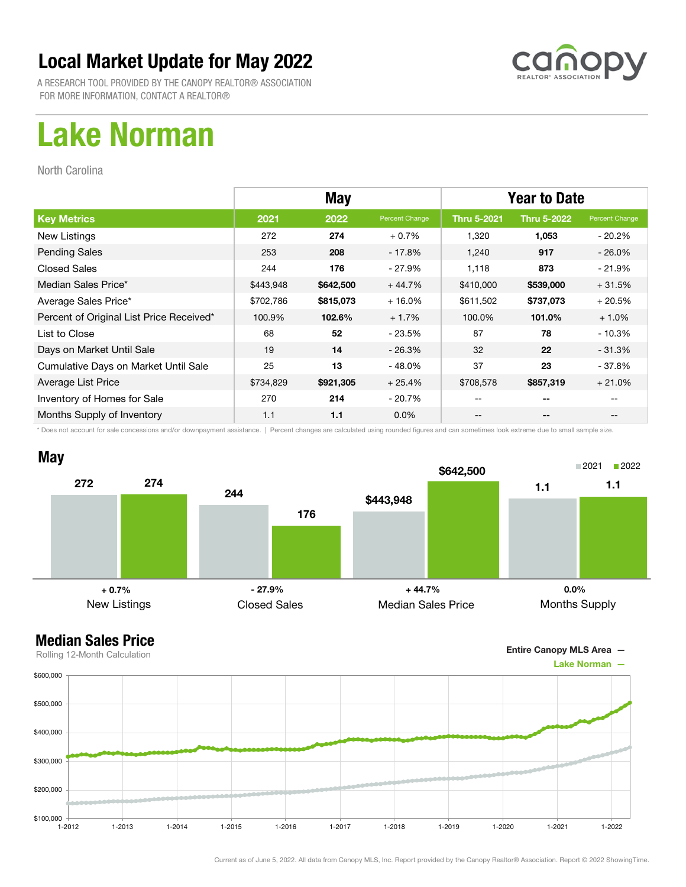# Local Market Update for May 2022

A RESEARCH TOOL PROVIDED BY THE CANOPY REALTOR® ASSOCIATION
FOR MORE INFORMATION, CONTACT A REALTOR®

# Lake Norman

North Carolina

| | May | | | Year to Date | | |
|---|---|---|---|---|---|---|
| **Key Metrics** | **2021** | **2022** | **Percent Change** | **Thru 5-2021** | **Thru 5-2022** | **Percent Change** |
| New Listings | 272 | **274** | + 0.7% | 1,320 | **1,053** | - 20.2% |
| Pending Sales | 253 | **208** | - 17.8% | 1,240 | **917** | - 26.0% |
| Closed Sales | 244 | **176** | - 27.9% | 1,118 | **873** | - 21.9% |
| Median Sales Price* | $443,948 | **$642,500** | + 44.7% | $410,000 | **$539,000** | + 31.5% |
| Average Sales Price* | $702,786 | **$815,073** | + 16.0% | $611,502 | **$737,073** | + 20.5% |
| Percent of Original List Price Received* | 100.9% | **102.6%** | + 1.7% | 100.0% | **101.0%** | + 1.0% |
| List to Close | 68 | **52** | - 23.5% | 87 | **78** | - 10.3% |
| Days on Market Until Sale | 19 | **14** | - 26.3% | 32 | **22** | - 31.3% |
| Cumulative Days on Market Until Sale | 25 | **13** | - 48.0% | 37 | **23** | - 37.8% |
| Average List Price | $734,829 | **$921,305** | + 25.4% | $708,578 | **$857,319** | + 21.0% |
| Inventory of Homes for Sale | 270 | **214** | - 20.7% | -- | **--** | -- |
| Months Supply of Inventory | 1.1 | **1.1** | 0.0% | -- | **--** | -- |

\* Does not account for sale concessions and/or downpayment assistance. | Percent changes are calculated using rounded figures and can sometimes look extreme due to small sample size.

## May

| | 2021 | 2022 | Percent Change |
|---|---|---|---|
| New Listings | 272 | 274 | + 0.7% |
| Closed Sales | 244 | 176 | - 27.9% |
| Median Sales Price | $443,948 | $642,500 | + 44.7% |
| Months Supply | 1.1 | 1.1 | 0.0% |

## Median Sales Price

Rolling 12-Month Calculation

Entire Canopy MLS Area —
Lake Norman —

Current as of June 5, 2022. All data from Canopy MLS, Inc. Report provided by the Canopy Realtor® Association. Report © 2022 ShowingTime.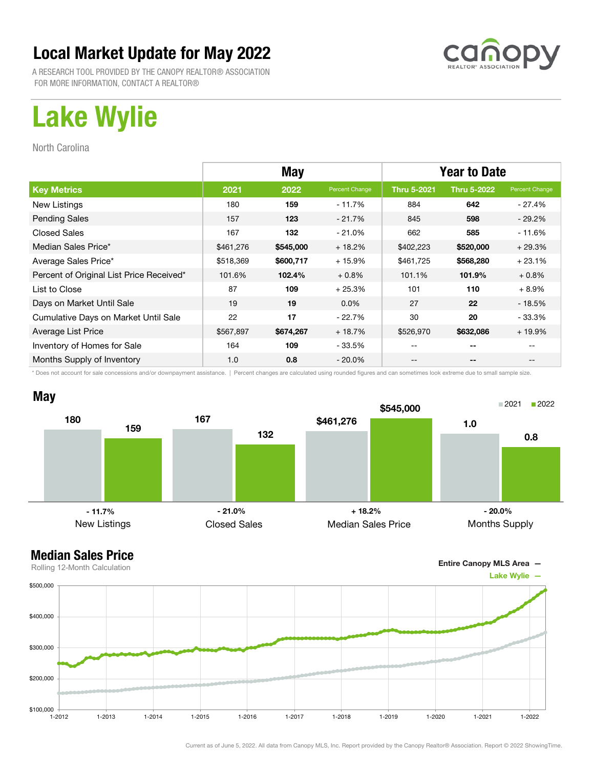# Local Market Update for May 2022

A RESEARCH TOOL PROVIDED BY THE CANOPY REALTOR® ASSOCIATION
FOR MORE INFORMATION, CONTACT A REALTOR®

# Lake Wylie

North Carolina

| | May | | | Year to Date | | |
|---|---|---|---|---|---|---|
| **Key Metrics** | **2021** | **2022** | **Percent Change** | **Thru 5-2021** | **Thru 5-2022** | **Percent Change** |
| New Listings | 180 | **159** | - 11.7% | 884 | **642** | - 27.4% |
| Pending Sales | 157 | **123** | - 21.7% | 845 | **598** | - 29.2% |
| Closed Sales | 167 | **132** | - 21.0% | 662 | **585** | - 11.6% |
| Median Sales Price* | $461,276 | **$545,000** | + 18.2% | $402,223 | **$520,000** | + 29.3% |
| Average Sales Price* | $518,369 | **$600,717** | + 15.9% | $461,725 | **$568,280** | + 23.1% |
| Percent of Original List Price Received* | 101.6% | **102.4%** | + 0.8% | 101.1% | **101.9%** | + 0.8% |
| List to Close | 87 | **109** | + 25.3% | 101 | **110** | + 8.9% |
| Days on Market Until Sale | 19 | **19** | 0.0% | 27 | **22** | - 18.5% |
| Cumulative Days on Market Until Sale | 22 | **17** | - 22.7% | 30 | **20** | - 33.3% |
| Average List Price | $567,897 | **$674,267** | + 18.7% | $526,970 | **$632,086** | + 19.9% |
| Inventory of Homes for Sale | 164 | **109** | - 33.5% | -- | **--** | -- |
| Months Supply of Inventory | 1.0 | **0.8** | - 20.0% | -- | **--** | -- |

\* Does not account for sale concessions and/or downpayment assistance. | Percent changes are calculated using rounded figures and can sometimes look extreme due to small sample size.

## May

| | 2021 | 2022 | Change |
|---|---|---|---|
| New Listings | 180 | 159 | - 11.7% |
| Closed Sales | 167 | 132 | - 21.0% |
| Median Sales Price | $461,276 | $545,000 | + 18.2% |
| Months Supply | 1.0 | 0.8 | - 20.0% |

## Median Sales Price

Rolling 12-Month Calculation

Entire Canopy MLS Area —
Lake Wylie —

Current as of June 5, 2022. All data from Canopy MLS, Inc. Report provided by the Canopy Realtor® Association. Report © 2022 ShowingTime.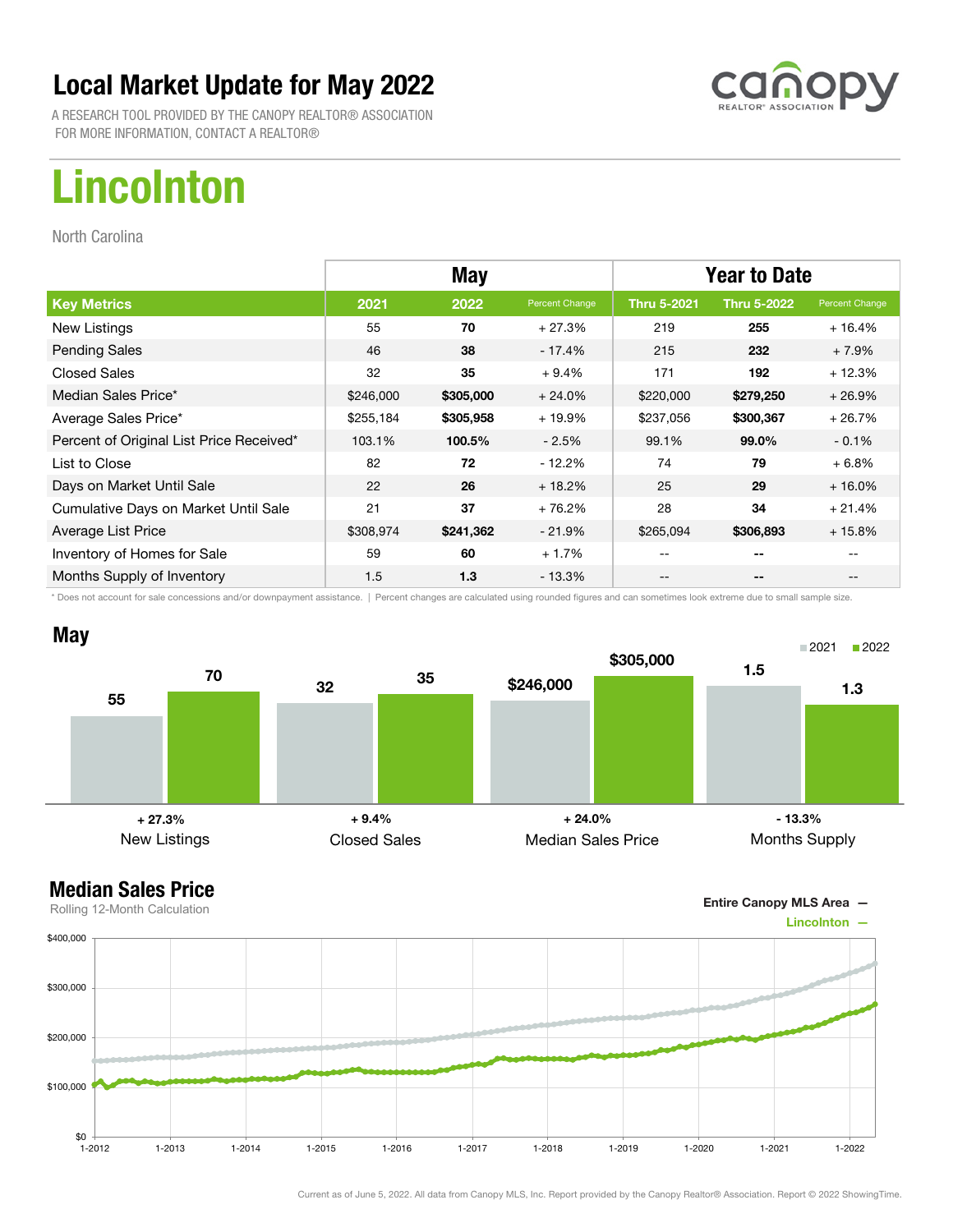# Local Market Update for May 2022

A RESEARCH TOOL PROVIDED BY THE CANOPY REALTOR® ASSOCIATION
FOR MORE INFORMATION, CONTACT A REALTOR®

# Lincolnton

North Carolina

| Key Metrics | May 2021 | May 2022 | Percent Change | Thru 5-2021 | Thru 5-2022 | Percent Change |
|---|---|---|---|---|---|---|
| New Listings | 55 | **70** | + 27.3% | 219 | **255** | + 16.4% |
| Pending Sales | 46 | **38** | - 17.4% | 215 | **232** | + 7.9% |
| Closed Sales | 32 | **35** | + 9.4% | 171 | **192** | + 12.3% |
| Median Sales Price* | $246,000 | **$305,000** | + 24.0% | $220,000 | **$279,250** | + 26.9% |
| Average Sales Price* | $255,184 | **$305,958** | + 19.9% | $237,056 | **$300,367** | + 26.7% |
| Percent of Original List Price Received* | 103.1% | **100.5%** | - 2.5% | 99.1% | **99.0%** | - 0.1% |
| List to Close | 82 | **72** | - 12.2% | 74 | **79** | + 6.8% |
| Days on Market Until Sale | 22 | **26** | + 18.2% | 25 | **29** | + 16.0% |
| Cumulative Days on Market Until Sale | 21 | **37** | + 76.2% | 28 | **34** | + 21.4% |
| Average List Price | $308,974 | **$241,362** | - 21.9% | $265,094 | **$306,893** | + 15.8% |
| Inventory of Homes for Sale | 59 | **60** | + 1.7% | -- | -- | -- |
| Months Supply of Inventory | 1.5 | **1.3** | - 13.3% | -- | -- | -- |

\* Does not account for sale concessions and/or downpayment assistance. | Percent changes are calculated using rounded figures and can sometimes look extreme due to small sample size.

## May

| | 2021 | 2022 | Change |
|---|---|---|---|
| New Listings | 55 | 70 | + 27.3% |
| Closed Sales | 32 | 35 | + 9.4% |
| Median Sales Price | $246,000 | $305,000 | + 24.0% |
| Months Supply | 1.5 | 1.3 | - 13.3% |

## Median Sales Price

Rolling 12-Month Calculation

Entire Canopy MLS Area —
Lincolnton —

Current as of June 5, 2022. All data from Canopy MLS, Inc. Report provided by the Canopy Realtor® Association. Report © 2022 ShowingTime.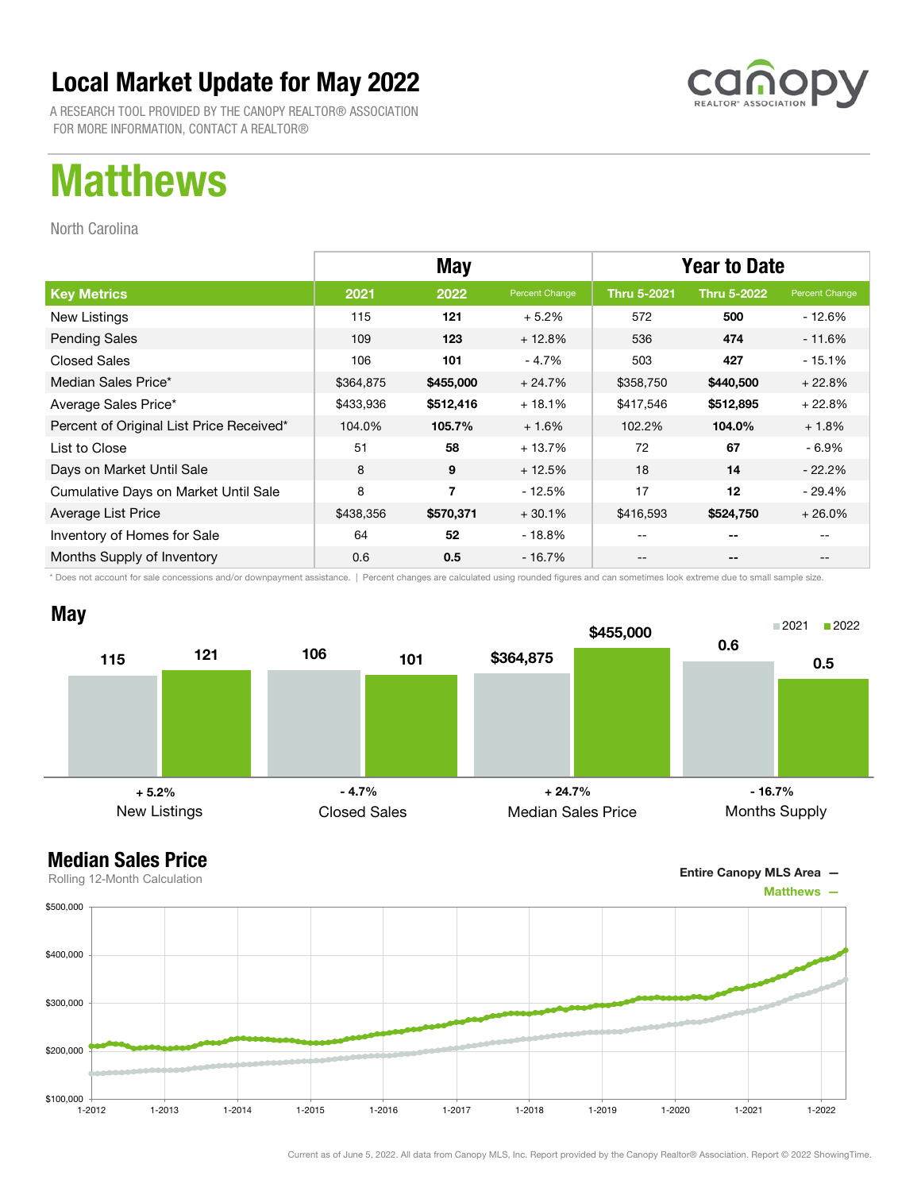# Local Market Update for May 2022

A RESEARCH TOOL PROVIDED BY THE CANOPY REALTOR® ASSOCIATION
FOR MORE INFORMATION, CONTACT A REALTOR®

# Matthews

North Carolina

| | May | | | Year to Date | | |
|---|---|---|---|---|---|---|
| **Key Metrics** | **2021** | **2022** | **Percent Change** | **Thru 5-2021** | **Thru 5-2022** | **Percent Change** |
| New Listings | 115 | **121** | + 5.2% | 572 | **500** | - 12.6% |
| Pending Sales | 109 | **123** | + 12.8% | 536 | **474** | - 11.6% |
| Closed Sales | 106 | **101** | - 4.7% | 503 | **427** | - 15.1% |
| Median Sales Price* | $364,875 | **$455,000** | + 24.7% | $358,750 | **$440,500** | + 22.8% |
| Average Sales Price* | $433,936 | **$512,416** | + 18.1% | $417,546 | **$512,895** | + 22.8% |
| Percent of Original List Price Received* | 104.0% | **105.7%** | + 1.6% | 102.2% | **104.0%** | + 1.8% |
| List to Close | 51 | **58** | + 13.7% | 72 | **67** | - 6.9% |
| Days on Market Until Sale | 8 | **9** | + 12.5% | 18 | **14** | - 22.2% |
| Cumulative Days on Market Until Sale | 8 | **7** | - 12.5% | 17 | **12** | - 29.4% |
| Average List Price | $438,356 | **$570,371** | + 30.1% | $416,593 | **$524,750** | + 26.0% |
| Inventory of Homes for Sale | 64 | **52** | - 18.8% | -- | **--** | -- |
| Months Supply of Inventory | 0.6 | **0.5** | - 16.7% | -- | **--** | -- |

* Does not account for sale concessions and/or downpayment assistance. | Percent changes are calculated using rounded figures and can sometimes look extreme due to small sample size.

## May

| | 2021 | 2022 | Change |
|---|---|---|---|
| New Listings | 115 | 121 | + 5.2% |
| Closed Sales | 106 | 101 | - 4.7% |
| Median Sales Price | $364,875 | $455,000 | + 24.7% |
| Months Supply | 0.6 | 0.5 | - 16.7% |

## Median Sales Price

Rolling 12-Month Calculation

Entire Canopy MLS Area —
Matthews —

Current as of June 5, 2022. All data from Canopy MLS, Inc. Report provided by the Canopy Realtor® Association. Report © 2022 ShowingTime.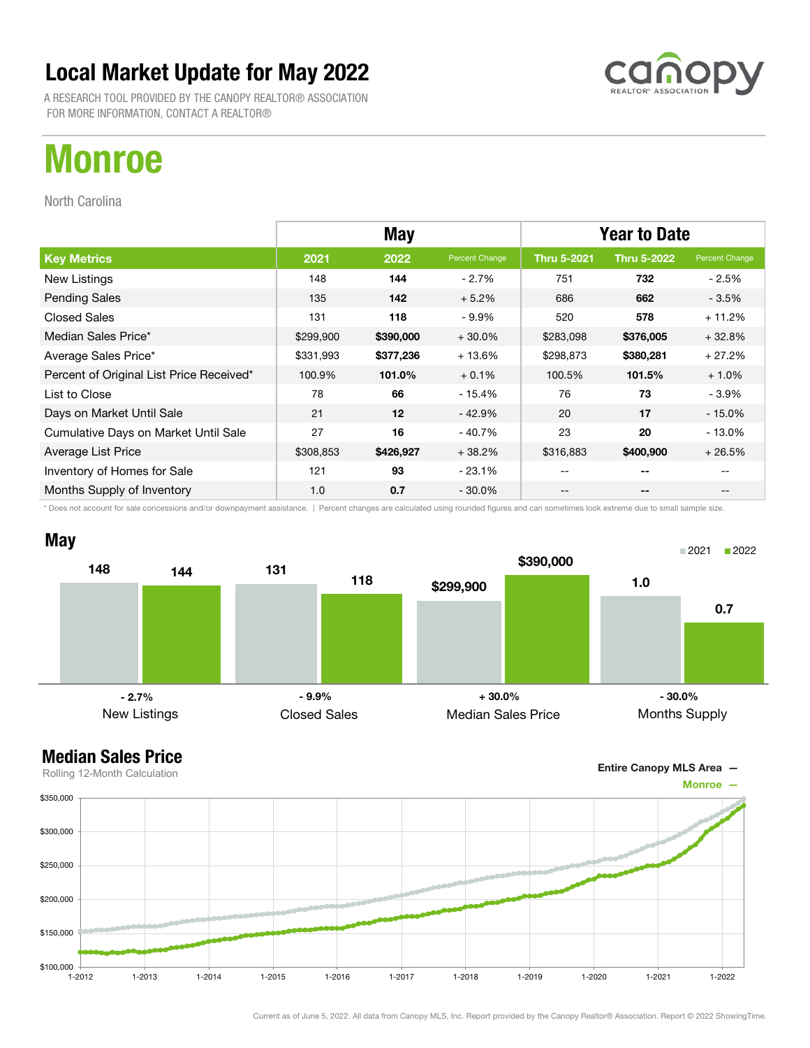# Local Market Update for May 2022

A RESEARCH TOOL PROVIDED BY THE CANOPY REALTOR® ASSOCIATION
FOR MORE INFORMATION, CONTACT A REALTOR®

# Monroe

North Carolina

| | May | | | Year to Date | | |
|---|---|---|---|---|---|---|
| **Key Metrics** | **2021** | **2022** | **Percent Change** | **Thru 5-2021** | **Thru 5-2022** | **Percent Change** |
| New Listings | 148 | **144** | - 2.7% | 751 | **732** | - 2.5% |
| Pending Sales | 135 | **142** | + 5.2% | 686 | **662** | - 3.5% |
| Closed Sales | 131 | **118** | - 9.9% | 520 | **578** | + 11.2% |
| Median Sales Price* | $299,900 | **$390,000** | + 30.0% | $283,098 | **$376,005** | + 32.8% |
| Average Sales Price* | $331,993 | **$377,236** | + 13.6% | $298,873 | **$380,281** | + 27.2% |
| Percent of Original List Price Received* | 100.9% | **101.0%** | + 0.1% | 100.5% | **101.5%** | + 1.0% |
| List to Close | 78 | **66** | - 15.4% | 76 | **73** | - 3.9% |
| Days on Market Until Sale | 21 | **12** | - 42.9% | 20 | **17** | - 15.0% |
| Cumulative Days on Market Until Sale | 27 | **16** | - 40.7% | 23 | **20** | - 13.0% |
| Average List Price | $308,853 | **$426,927** | + 38.2% | $316,883 | **$400,900** | + 26.5% |
| Inventory of Homes for Sale | 121 | **93** | - 23.1% | -- | **--** | -- |
| Months Supply of Inventory | 1.0 | **0.7** | - 30.0% | -- | **--** | -- |

\* Does not account for sale concessions and/or downpayment assistance. | Percent changes are calculated using rounded figures and can sometimes look extreme due to small sample size.

## May

| | 2021 | 2022 | Change |
|---|---|---|---|
| New Listings | 148 | 144 | - 2.7% |
| Closed Sales | 131 | 118 | - 9.9% |
| Median Sales Price | $299,900 | $390,000 | + 30.0% |
| Months Supply | 1.0 | 0.7 | - 30.0% |

## Median Sales Price

Rolling 12-Month Calculation

Entire Canopy MLS Area —
Monroe —

Current as of June 5, 2022. All data from Canopy MLS, Inc. Report provided by the Canopy Realtor® Association. Report © 2022 ShowingTime.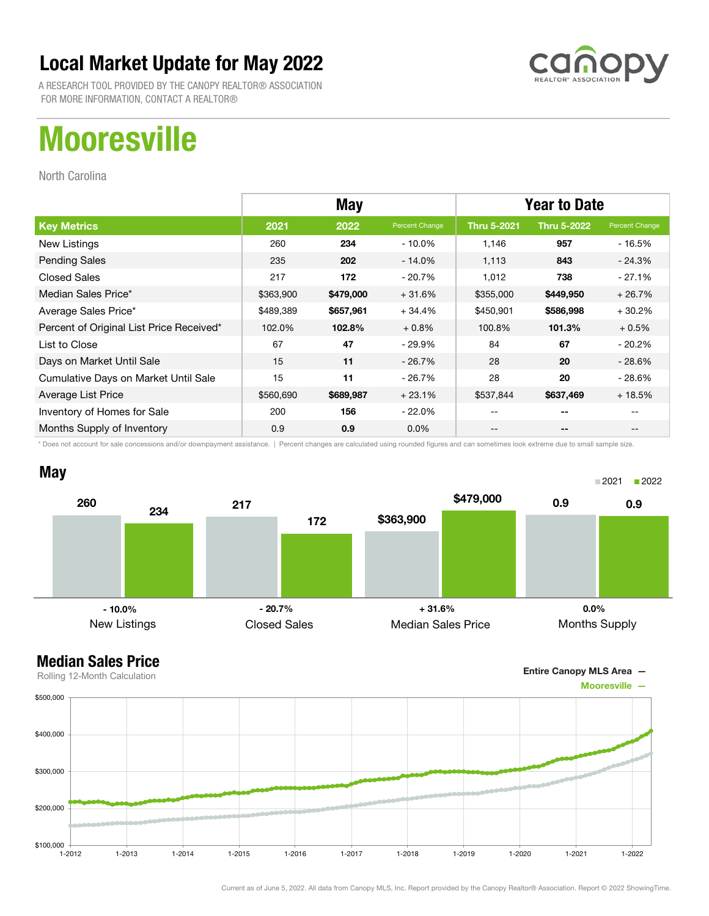# Local Market Update for May 2022

A RESEARCH TOOL PROVIDED BY THE CANOPY REALTOR® ASSOCIATION
FOR MORE INFORMATION, CONTACT A REALTOR®

# Mooresville

North Carolina

| | May | | | Year to Date | | |
|---|---|---|---|---|---|---|
| **Key Metrics** | **2021** | **2022** | **Percent Change** | **Thru 5-2021** | **Thru 5-2022** | **Percent Change** |
| New Listings | 260 | **234** | - 10.0% | 1,146 | **957** | - 16.5% |
| Pending Sales | 235 | **202** | - 14.0% | 1,113 | **843** | - 24.3% |
| Closed Sales | 217 | **172** | - 20.7% | 1,012 | **738** | - 27.1% |
| Median Sales Price* | $363,900 | **$479,000** | + 31.6% | $355,000 | **$449,950** | + 26.7% |
| Average Sales Price* | $489,389 | **$657,961** | + 34.4% | $450,901 | **$586,998** | + 30.2% |
| Percent of Original List Price Received* | 102.0% | **102.8%** | + 0.8% | 100.8% | **101.3%** | + 0.5% |
| List to Close | 67 | **47** | - 29.9% | 84 | **67** | - 20.2% |
| Days on Market Until Sale | 15 | **11** | - 26.7% | 28 | **20** | - 28.6% |
| Cumulative Days on Market Until Sale | 15 | **11** | - 26.7% | 28 | **20** | - 28.6% |
| Average List Price | $560,690 | **$689,987** | + 23.1% | $537,844 | **$637,469** | + 18.5% |
| Inventory of Homes for Sale | 200 | **156** | - 22.0% | -- | **--** | -- |
| Months Supply of Inventory | 0.9 | **0.9** | 0.0% | -- | **--** | -- |

\* Does not account for sale concessions and/or downpayment assistance. | Percent changes are calculated using rounded figures and can sometimes look extreme due to small sample size.

## May

| | 2021 | 2022 | Percent Change |
|---|---|---|---|
| New Listings | 260 | 234 | - 10.0% |
| Closed Sales | 217 | 172 | - 20.7% |
| Median Sales Price | $363,900 | $479,000 | + 31.6% |
| Months Supply | 0.9 | 0.9 | 0.0% |

## Median Sales Price

Rolling 12-Month Calculation

Entire Canopy MLS Area —
Mooresville —

Current as of June 5, 2022. All data from Canopy MLS, Inc. Report provided by the Canopy Realtor® Association. Report © 2022 ShowingTime.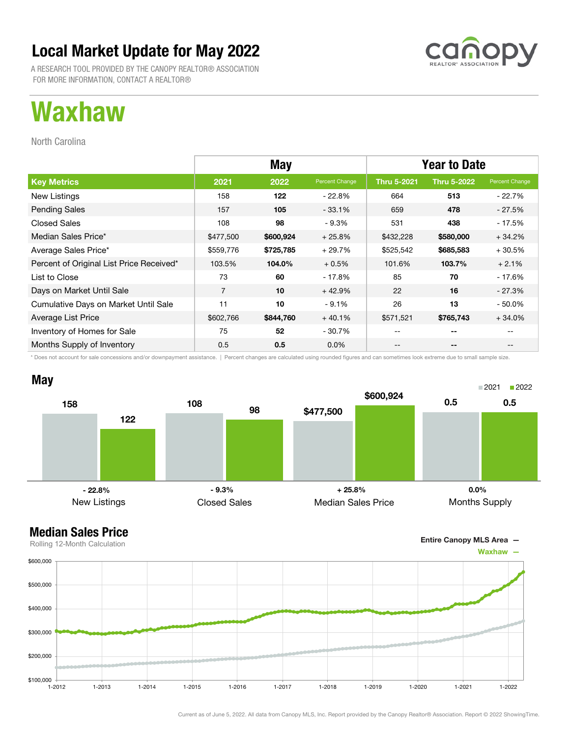# Local Market Update for May 2022

A RESEARCH TOOL PROVIDED BY THE CANOPY REALTOR® ASSOCIATION
FOR MORE INFORMATION, CONTACT A REALTOR®

canopy REALTOR® ASSOCIATION

# Waxhaw

North Carolina

| | May | | | Year to Date | | |
|---|---|---|---|---|---|---|
| **Key Metrics** | **2021** | **2022** | **Percent Change** | **Thru 5-2021** | **Thru 5-2022** | **Percent Change** |
| New Listings | 158 | **122** | - 22.8% | 664 | **513** | - 22.7% |
| Pending Sales | 157 | **105** | - 33.1% | 659 | **478** | - 27.5% |
| Closed Sales | 108 | **98** | - 9.3% | 531 | **438** | - 17.5% |
| Median Sales Price* | $477,500 | **$600,924** | + 25.8% | $432,228 | **$580,000** | + 34.2% |
| Average Sales Price* | $559,776 | **$725,785** | + 29.7% | $525,542 | **$685,583** | + 30.5% |
| Percent of Original List Price Received* | 103.5% | **104.0%** | + 0.5% | 101.6% | **103.7%** | + 2.1% |
| List to Close | 73 | **60** | - 17.8% | 85 | **70** | - 17.6% |
| Days on Market Until Sale | 7 | **10** | + 42.9% | 22 | **16** | - 27.3% |
| Cumulative Days on Market Until Sale | 11 | **10** | - 9.1% | 26 | **13** | - 50.0% |
| Average List Price | $602,766 | **$844,760** | + 40.1% | $571,521 | **$765,743** | + 34.0% |
| Inventory of Homes for Sale | 75 | **52** | - 30.7% | -- | **--** | -- |
| Months Supply of Inventory | 0.5 | **0.5** | 0.0% | -- | **--** | -- |

\* Does not account for sale concessions and/or downpayment assistance. | Percent changes are calculated using rounded figures and can sometimes look extreme due to small sample size.

## May

| | 2021 | 2022 | Change |
|---|---|---|---|
| New Listings | 158 | 122 | - 22.8% |
| Closed Sales | 108 | 98 | - 9.3% |
| Median Sales Price | $477,500 | $600,924 | + 25.8% |
| Months Supply | 0.5 | 0.5 | 0.0% |

## Median Sales Price

Rolling 12-Month Calculation

Entire Canopy MLS Area —
Waxhaw —

Current as of June 5, 2022. All data from Canopy MLS, Inc. Report provided by the Canopy Realtor® Association. Report © 2022 ShowingTime.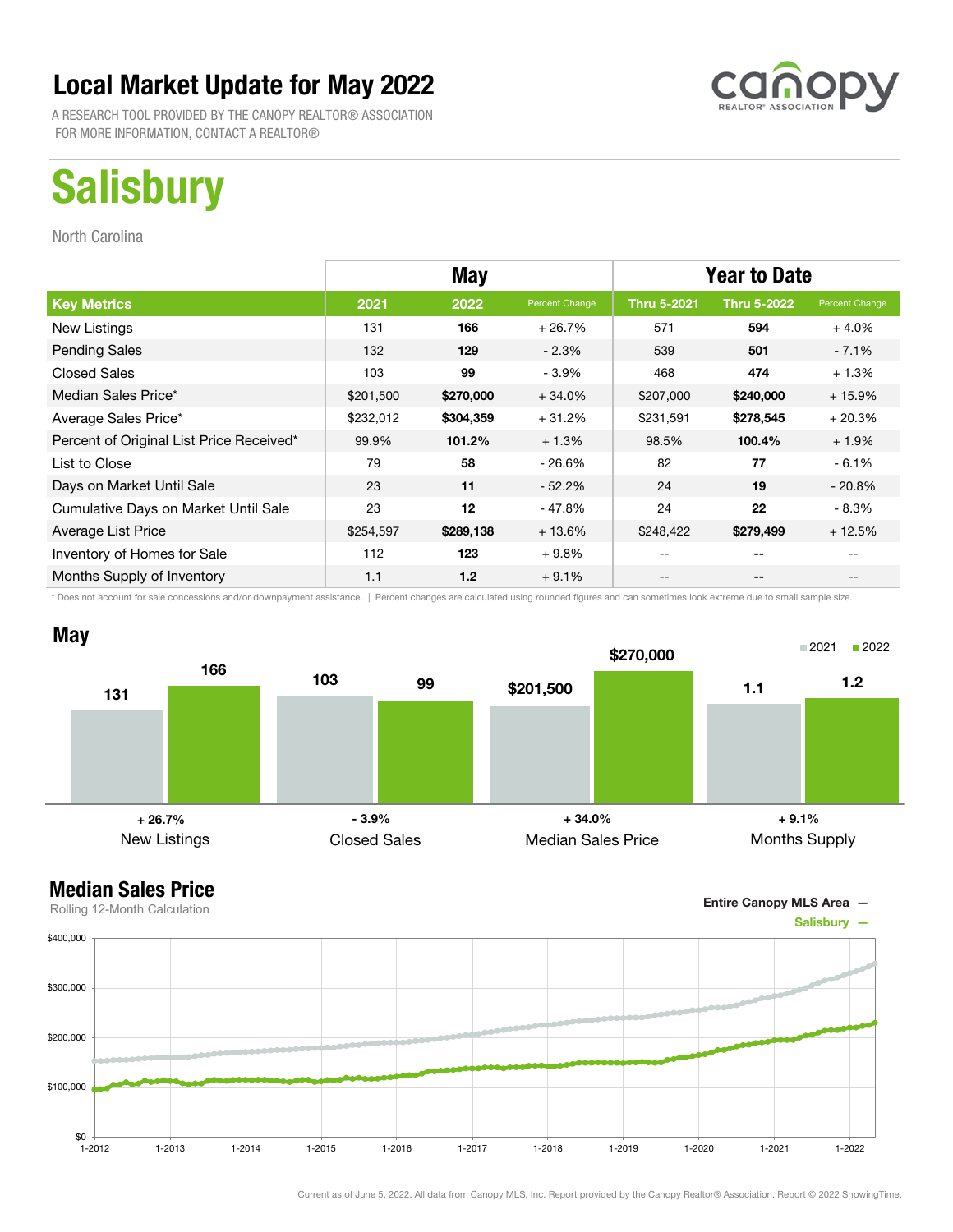# Local Market Update for May 2022

A RESEARCH TOOL PROVIDED BY THE CANOPY REALTOR® ASSOCIATION
FOR MORE INFORMATION, CONTACT A REALTOR®

# Salisbury

North Carolina

| | May | | | Year to Date | | |
|---|---|---|---|---|---|---|
| **Key Metrics** | **2021** | **2022** | **Percent Change** | **Thru 5-2021** | **Thru 5-2022** | **Percent Change** |
| New Listings | 131 | **166** | + 26.7% | 571 | **594** | + 4.0% |
| Pending Sales | 132 | **129** | - 2.3% | 539 | **501** | - 7.1% |
| Closed Sales | 103 | **99** | - 3.9% | 468 | **474** | + 1.3% |
| Median Sales Price* | $201,500 | **$270,000** | + 34.0% | $207,000 | **$240,000** | + 15.9% |
| Average Sales Price* | $232,012 | **$304,359** | + 31.2% | $231,591 | **$278,545** | + 20.3% |
| Percent of Original List Price Received* | 99.9% | **101.2%** | + 1.3% | 98.5% | **100.4%** | + 1.9% |
| List to Close | 79 | **58** | - 26.6% | 82 | **77** | - 6.1% |
| Days on Market Until Sale | 23 | **11** | - 52.2% | 24 | **19** | - 20.8% |
| Cumulative Days on Market Until Sale | 23 | **12** | - 47.8% | 24 | **22** | - 8.3% |
| Average List Price | $254,597 | **$289,138** | + 13.6% | $248,422 | **$279,499** | + 12.5% |
| Inventory of Homes for Sale | 112 | **123** | + 9.8% | -- | **--** | -- |
| Months Supply of Inventory | 1.1 | **1.2** | + 9.1% | -- | **--** | -- |

\* Does not account for sale concessions and/or downpayment assistance. | Percent changes are calculated using rounded figures and can sometimes look extreme due to small sample size.

## May

| | 2021 | 2022 | Change |
|---|---|---|---|
| New Listings | 131 | 166 | + 26.7% |
| Closed Sales | 103 | 99 | - 3.9% |
| Median Sales Price | $201,500 | $270,000 | + 34.0% |
| Months Supply | 1.1 | 1.2 | + 9.1% |

## Median Sales Price

Rolling 12-Month Calculation

Entire Canopy MLS Area —
Salisbury —

Current as of June 5, 2022. All data from Canopy MLS, Inc. Report provided by the Canopy Realtor® Association. Report © 2022 ShowingTime.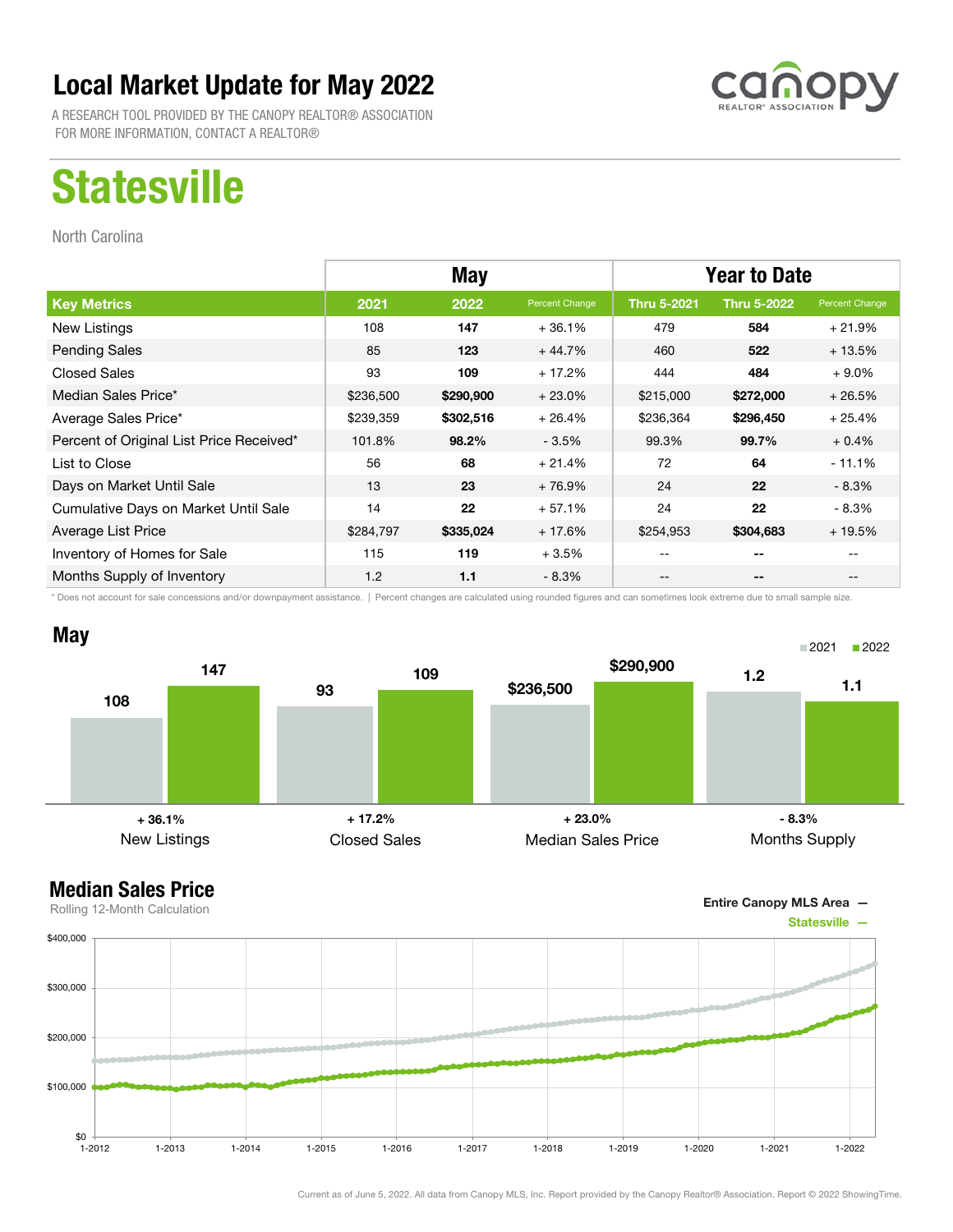# Local Market Update for May 2022

A RESEARCH TOOL PROVIDED BY THE CANOPY REALTOR® ASSOCIATION
FOR MORE INFORMATION, CONTACT A REALTOR®

# Statesville

North Carolina

| | May | | | Year to Date | | |
|---|---|---|---|---|---|---|
| **Key Metrics** | **2021** | **2022** | **Percent Change** | **Thru 5-2021** | **Thru 5-2022** | **Percent Change** |
| New Listings | 108 | **147** | + 36.1% | 479 | **584** | + 21.9% |
| Pending Sales | 85 | **123** | + 44.7% | 460 | **522** | + 13.5% |
| Closed Sales | 93 | **109** | + 17.2% | 444 | **484** | + 9.0% |
| Median Sales Price* | $236,500 | **$290,900** | + 23.0% | $215,000 | **$272,000** | + 26.5% |
| Average Sales Price* | $239,359 | **$302,516** | + 26.4% | $236,364 | **$296,450** | + 25.4% |
| Percent of Original List Price Received* | 101.8% | **98.2%** | - 3.5% | 99.3% | **99.7%** | + 0.4% |
| List to Close | 56 | **68** | + 21.4% | 72 | **64** | - 11.1% |
| Days on Market Until Sale | 13 | **23** | + 76.9% | 24 | **22** | - 8.3% |
| Cumulative Days on Market Until Sale | 14 | **22** | + 57.1% | 24 | **22** | - 8.3% |
| Average List Price | $284,797 | **$335,024** | + 17.6% | $254,953 | **$304,683** | + 19.5% |
| Inventory of Homes for Sale | 115 | **119** | + 3.5% | -- | **--** | -- |
| Months Supply of Inventory | 1.2 | **1.1** | - 8.3% | -- | **--** | -- |

\* Does not account for sale concessions and/or downpayment assistance. | Percent changes are calculated using rounded figures and can sometimes look extreme due to small sample size.

## May

| | 2021 | 2022 | Change |
|---|---|---|---|
| New Listings | 108 | 147 | + 36.1% |
| Closed Sales | 93 | 109 | + 17.2% |
| Median Sales Price | $236,500 | $290,900 | + 23.0% |
| Months Supply | 1.2 | 1.1 | - 8.3% |

## Median Sales Price

Rolling 12-Month Calculation

Entire Canopy MLS Area —
Statesville —

Current as of June 5, 2022. All data from Canopy MLS, Inc. Report provided by the Canopy Realtor® Association. Report © 2022 ShowingTime.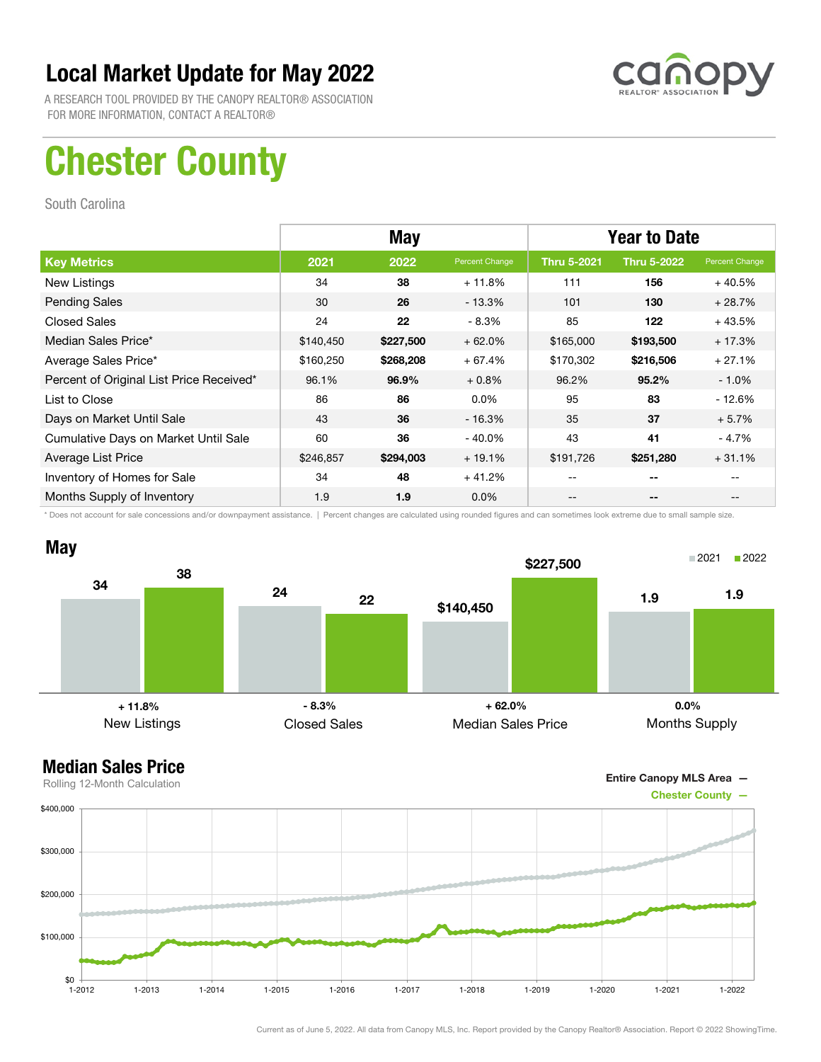# Local Market Update for May 2022

A RESEARCH TOOL PROVIDED BY THE CANOPY REALTOR® ASSOCIATION
FOR MORE INFORMATION, CONTACT A REALTOR®

# Chester County

South Carolina

| | May | | | Year to Date | | |
|---|---|---|---|---|---|---|
| **Key Metrics** | **2021** | **2022** | **Percent Change** | **Thru 5-2021** | **Thru 5-2022** | **Percent Change** |
| New Listings | 34 | **38** | + 11.8% | 111 | **156** | + 40.5% |
| Pending Sales | 30 | **26** | - 13.3% | 101 | **130** | + 28.7% |
| Closed Sales | 24 | **22** | - 8.3% | 85 | **122** | + 43.5% |
| Median Sales Price* | $140,450 | **$227,500** | + 62.0% | $165,000 | **$193,500** | + 17.3% |
| Average Sales Price* | $160,250 | **$268,208** | + 67.4% | $170,302 | **$216,506** | + 27.1% |
| Percent of Original List Price Received* | 96.1% | **96.9%** | + 0.8% | 96.2% | **95.2%** | - 1.0% |
| List to Close | 86 | **86** | 0.0% | 95 | **83** | - 12.6% |
| Days on Market Until Sale | 43 | **36** | - 16.3% | 35 | **37** | + 5.7% |
| Cumulative Days on Market Until Sale | 60 | **36** | - 40.0% | 43 | **41** | - 4.7% |
| Average List Price | $246,857 | **$294,003** | + 19.1% | $191,726 | **$251,280** | + 31.1% |
| Inventory of Homes for Sale | 34 | **48** | + 41.2% | -- | **--** | -- |
| Months Supply of Inventory | 1.9 | **1.9** | 0.0% | -- | **--** | -- |

\* Does not account for sale concessions and/or downpayment assistance. | Percent changes are calculated using rounded figures and can sometimes look extreme due to small sample size.

## May

| | 2021 | 2022 | Change |
|---|---|---|---|
| New Listings | 34 | 38 | + 11.8% |
| Closed Sales | 24 | 22 | - 8.3% |
| Median Sales Price | $140,450 | $227,500 | + 62.0% |
| Months Supply | 1.9 | 1.9 | 0.0% |

## Median Sales Price

Rolling 12-Month Calculation

Entire Canopy MLS Area —
Chester County —

Current as of June 5, 2022. All data from Canopy MLS, Inc. Report provided by the Canopy Realtor® Association. Report © 2022 ShowingTime.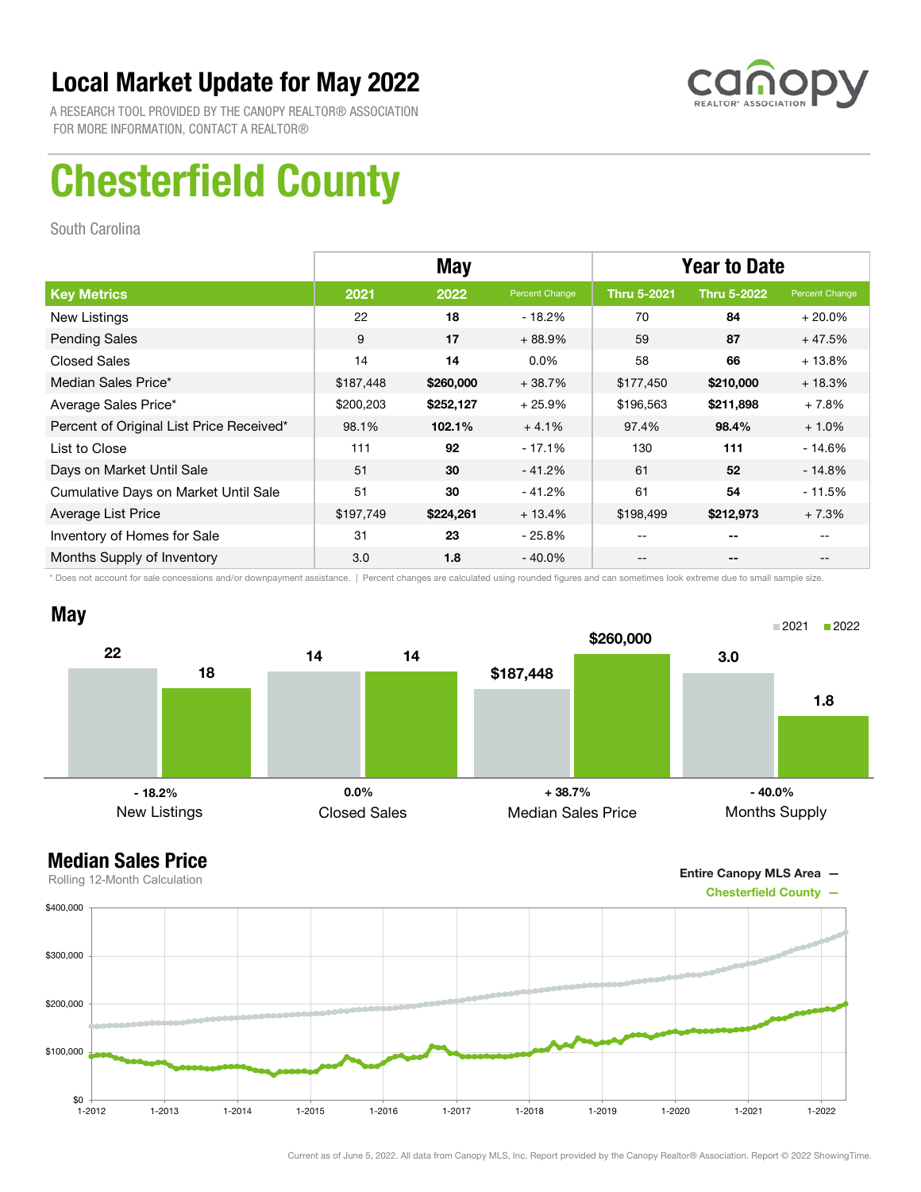# Local Market Update for May 2022

A RESEARCH TOOL PROVIDED BY THE CANOPY REALTOR® ASSOCIATION
FOR MORE INFORMATION, CONTACT A REALTOR®

# Chesterfield County

South Carolina

| | May | | | Year to Date | | |
|---|---|---|---|---|---|---|
| **Key Metrics** | **2021** | **2022** | **Percent Change** | **Thru 5-2021** | **Thru 5-2022** | **Percent Change** |
| New Listings | 22 | **18** | - 18.2% | 70 | **84** | + 20.0% |
| Pending Sales | 9 | **17** | + 88.9% | 59 | **87** | + 47.5% |
| Closed Sales | 14 | **14** | 0.0% | 58 | **66** | + 13.8% |
| Median Sales Price* | $187,448 | **$260,000** | + 38.7% | $177,450 | **$210,000** | + 18.3% |
| Average Sales Price* | $200,203 | **$252,127** | + 25.9% | $196,563 | **$211,898** | + 7.8% |
| Percent of Original List Price Received* | 98.1% | **102.1%** | + 4.1% | 97.4% | **98.4%** | + 1.0% |
| List to Close | 111 | **92** | - 17.1% | 130 | **111** | - 14.6% |
| Days on Market Until Sale | 51 | **30** | - 41.2% | 61 | **52** | - 14.8% |
| Cumulative Days on Market Until Sale | 51 | **30** | - 41.2% | 61 | **54** | - 11.5% |
| Average List Price | $197,749 | **$224,261** | + 13.4% | $198,499 | **$212,973** | + 7.3% |
| Inventory of Homes for Sale | 31 | **23** | - 25.8% | -- | **--** | -- |
| Months Supply of Inventory | 3.0 | **1.8** | - 40.0% | -- | **--** | -- |

\* Does not account for sale concessions and/or downpayment assistance. | Percent changes are calculated using rounded figures and can sometimes look extreme due to small sample size.

## May

| | 2021 | 2022 | Change |
|---|---|---|---|
| New Listings | 22 | 18 | - 18.2% |
| Closed Sales | 14 | 14 | 0.0% |
| Median Sales Price | $187,448 | $260,000 | + 38.7% |
| Months Supply | 3.0 | 1.8 | - 40.0% |

## Median Sales Price

Rolling 12-Month Calculation

Entire Canopy MLS Area —
Chesterfield County —

Current as of June 5, 2022. All data from Canopy MLS, Inc. Report provided by the Canopy Realtor® Association. Report © 2022 ShowingTime.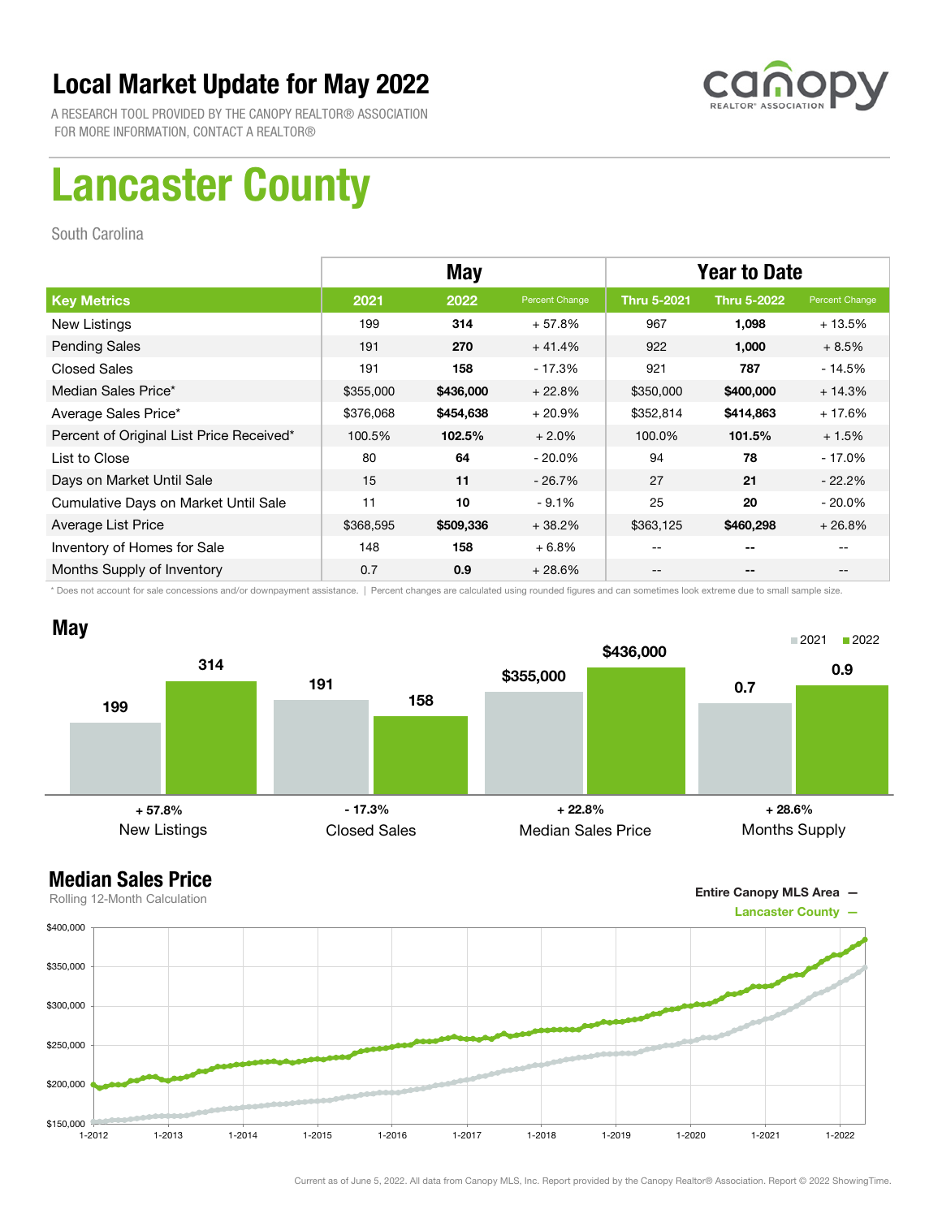# Local Market Update for May 2022

A RESEARCH TOOL PROVIDED BY THE CANOPY REALTOR® ASSOCIATION
FOR MORE INFORMATION, CONTACT A REALTOR®

canopy REALTOR® ASSOCIATION

# Lancaster County

South Carolina

| | May | | | Year to Date | | |
|---|---|---|---|---|---|---|
| **Key Metrics** | **2021** | **2022** | **Percent Change** | **Thru 5-2021** | **Thru 5-2022** | **Percent Change** |
| New Listings | 199 | **314** | + 57.8% | 967 | **1,098** | + 13.5% |
| Pending Sales | 191 | **270** | + 41.4% | 922 | **1,000** | + 8.5% |
| Closed Sales | 191 | **158** | - 17.3% | 921 | **787** | - 14.5% |
| Median Sales Price* | $355,000 | **$436,000** | + 22.8% | $350,000 | **$400,000** | + 14.3% |
| Average Sales Price* | $376,068 | **$454,638** | + 20.9% | $352,814 | **$414,863** | + 17.6% |
| Percent of Original List Price Received* | 100.5% | **102.5%** | + 2.0% | 100.0% | **101.5%** | + 1.5% |
| List to Close | 80 | **64** | - 20.0% | 94 | **78** | - 17.0% |
| Days on Market Until Sale | 15 | **11** | - 26.7% | 27 | **21** | - 22.2% |
| Cumulative Days on Market Until Sale | 11 | **10** | - 9.1% | 25 | **20** | - 20.0% |
| Average List Price | $368,595 | **$509,336** | + 38.2% | $363,125 | **$460,298** | + 26.8% |
| Inventory of Homes for Sale | 148 | **158** | + 6.8% | -- | **--** | -- |
| Months Supply of Inventory | 0.7 | **0.9** | + 28.6% | -- | **--** | -- |

\* Does not account for sale concessions and/or downpayment assistance. | Percent changes are calculated using rounded figures and can sometimes look extreme due to small sample size.

## May

| | 2021 | 2022 | Change |
|---|---|---|---|
| New Listings | 199 | 314 | + 57.8% |
| Closed Sales | 191 | 158 | - 17.3% |
| Median Sales Price | $355,000 | $436,000 | + 22.8% |
| Months Supply | 0.7 | 0.9 | + 28.6% |

## Median Sales Price

Rolling 12-Month Calculation

Entire Canopy MLS Area —
Lancaster County —

Current as of June 5, 2022. All data from Canopy MLS, Inc. Report provided by the Canopy Realtor® Association. Report © 2022 ShowingTime.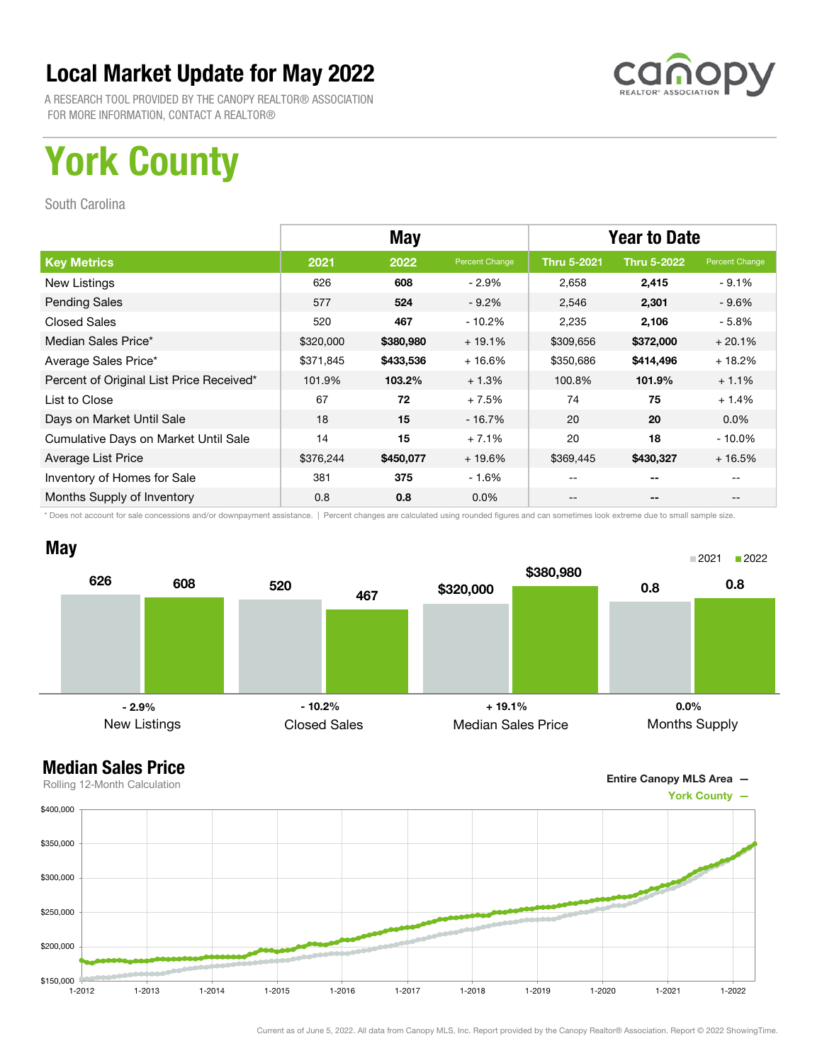# Local Market Update for May 2022

A RESEARCH TOOL PROVIDED BY THE CANOPY REALTOR® ASSOCIATION
FOR MORE INFORMATION, CONTACT A REALTOR®

# York County

South Carolina

| | May | | | Year to Date | | |
|---|---|---|---|---|---|---|
| **Key Metrics** | **2021** | **2022** | **Percent Change** | **Thru 5-2021** | **Thru 5-2022** | **Percent Change** |
| New Listings | 626 | **608** | - 2.9% | 2,658 | **2,415** | - 9.1% |
| Pending Sales | 577 | **524** | - 9.2% | 2,546 | **2,301** | - 9.6% |
| Closed Sales | 520 | **467** | - 10.2% | 2,235 | **2,106** | - 5.8% |
| Median Sales Price* | $320,000 | **$380,980** | + 19.1% | $309,656 | **$372,000** | + 20.1% |
| Average Sales Price* | $371,845 | **$433,536** | + 16.6% | $350,686 | **$414,496** | + 18.2% |
| Percent of Original List Price Received* | 101.9% | **103.2%** | + 1.3% | 100.8% | **101.9%** | + 1.1% |
| List to Close | 67 | **72** | + 7.5% | 74 | **75** | + 1.4% |
| Days on Market Until Sale | 18 | **15** | - 16.7% | 20 | **20** | 0.0% |
| Cumulative Days on Market Until Sale | 14 | **15** | + 7.1% | 20 | **18** | - 10.0% |
| Average List Price | $376,244 | **$450,077** | + 19.6% | $369,445 | **$430,327** | + 16.5% |
| Inventory of Homes for Sale | 381 | **375** | - 1.6% | -- | **--** | -- |
| Months Supply of Inventory | 0.8 | **0.8** | 0.0% | -- | **--** | -- |

* Does not account for sale concessions and/or downpayment assistance. | Percent changes are calculated using rounded figures and can sometimes look extreme due to small sample size.

## May

2021 | 2022

| | 2021 | 2022 | Change |
|---|---|---|---|
| New Listings | 626 | 608 | - 2.9% |
| Closed Sales | 520 | 467 | - 10.2% |
| Median Sales Price | $320,000 | $380,980 | + 19.1% |
| Months Supply | 0.8 | 0.8 | 0.0% |

## Median Sales Price

Rolling 12-Month Calculation

Entire Canopy MLS Area —
York County —

Current as of June 5, 2022. All data from Canopy MLS, Inc. Report provided by the Canopy Realtor® Association. Report © 2022 ShowingTime.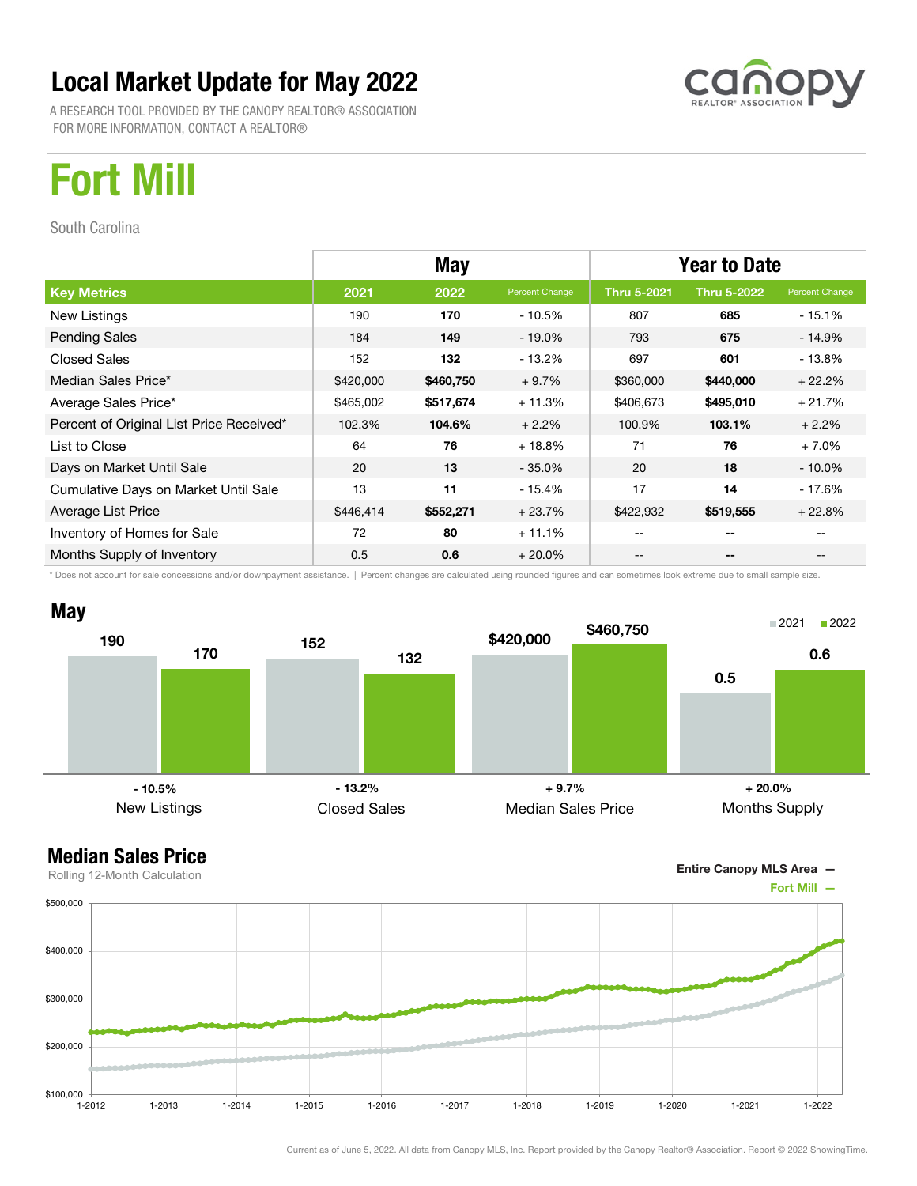# Local Market Update for May 2022

A RESEARCH TOOL PROVIDED BY THE CANOPY REALTOR® ASSOCIATION
FOR MORE INFORMATION, CONTACT A REALTOR®

# Fort Mill

South Carolina

| | May | | | Year to Date | | |
|---|---|---|---|---|---|---|
| **Key Metrics** | **2021** | **2022** | **Percent Change** | **Thru 5-2021** | **Thru 5-2022** | **Percent Change** |
| New Listings | 190 | **170** | - 10.5% | 807 | **685** | - 15.1% |
| Pending Sales | 184 | **149** | - 19.0% | 793 | **675** | - 14.9% |
| Closed Sales | 152 | **132** | - 13.2% | 697 | **601** | - 13.8% |
| Median Sales Price* | $420,000 | **$460,750** | + 9.7% | $360,000 | **$440,000** | + 22.2% |
| Average Sales Price* | $465,002 | **$517,674** | + 11.3% | $406,673 | **$495,010** | + 21.7% |
| Percent of Original List Price Received* | 102.3% | **104.6%** | + 2.2% | 100.9% | **103.1%** | + 2.2% |
| List to Close | 64 | **76** | + 18.8% | 71 | **76** | + 7.0% |
| Days on Market Until Sale | 20 | **13** | - 35.0% | 20 | **18** | - 10.0% |
| Cumulative Days on Market Until Sale | 13 | **11** | - 15.4% | 17 | **14** | - 17.6% |
| Average List Price | $446,414 | **$552,271** | + 23.7% | $422,932 | **$519,555** | + 22.8% |
| Inventory of Homes for Sale | 72 | **80** | + 11.1% | -- | **--** | -- |
| Months Supply of Inventory | 0.5 | **0.6** | + 20.0% | -- | **--** | -- |

\* Does not account for sale concessions and/or downpayment assistance. | Percent changes are calculated using rounded figures and can sometimes look extreme due to small sample size.

## May

| | 2021 | 2022 | Change |
|---|---|---|---|
| New Listings | 190 | 170 | - 10.5% |
| Closed Sales | 152 | 132 | - 13.2% |
| Median Sales Price | $420,000 | $460,750 | + 9.7% |
| Months Supply | 0.5 | 0.6 | + 20.0% |

## Median Sales Price

Rolling 12-Month Calculation

Entire Canopy MLS Area —
Fort Mill —

Current as of June 5, 2022. All data from Canopy MLS, Inc. Report provided by the Canopy Realtor® Association. Report © 2022 ShowingTime.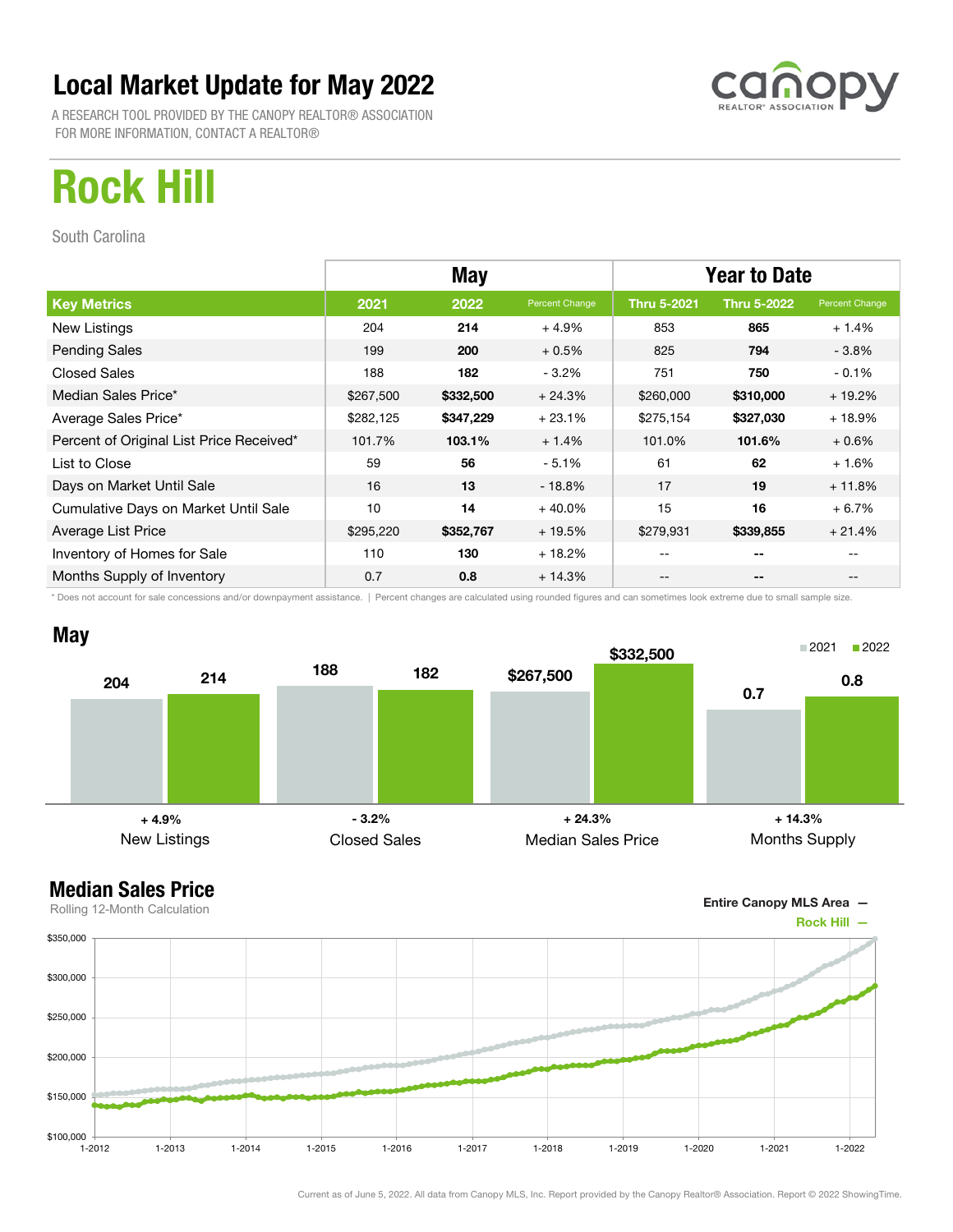# Local Market Update for May 2022

A RESEARCH TOOL PROVIDED BY THE CANOPY REALTOR® ASSOCIATION
FOR MORE INFORMATION, CONTACT A REALTOR®

canopy REALTOR® ASSOCIATION

# Rock Hill

South Carolina

| | May | | | Year to Date | | |
|---|---|---|---|---|---|---|
| **Key Metrics** | **2021** | **2022** | **Percent Change** | **Thru 5-2021** | **Thru 5-2022** | **Percent Change** |
| New Listings | 204 | **214** | + 4.9% | 853 | **865** | + 1.4% |
| Pending Sales | 199 | **200** | + 0.5% | 825 | **794** | - 3.8% |
| Closed Sales | 188 | **182** | - 3.2% | 751 | **750** | - 0.1% |
| Median Sales Price* | $267,500 | **$332,500** | + 24.3% | $260,000 | **$310,000** | + 19.2% |
| Average Sales Price* | $282,125 | **$347,229** | + 23.1% | $275,154 | **$327,030** | + 18.9% |
| Percent of Original List Price Received* | 101.7% | **103.1%** | + 1.4% | 101.0% | **101.6%** | + 0.6% |
| List to Close | 59 | **56** | - 5.1% | 61 | **62** | + 1.6% |
| Days on Market Until Sale | 16 | **13** | - 18.8% | 17 | **19** | + 11.8% |
| Cumulative Days on Market Until Sale | 10 | **14** | + 40.0% | 15 | **16** | + 6.7% |
| Average List Price | $295,220 | **$352,767** | + 19.5% | $279,931 | **$339,855** | + 21.4% |
| Inventory of Homes for Sale | 110 | **130** | + 18.2% | -- | **--** | -- |
| Months Supply of Inventory | 0.7 | **0.8** | + 14.3% | -- | **--** | -- |

\* Does not account for sale concessions and/or downpayment assistance. | Percent changes are calculated using rounded figures and can sometimes look extreme due to small sample size.

## May

| | 2021 | 2022 | Change |
|---|---|---|---|
| New Listings | 204 | 214 | + 4.9% |
| Closed Sales | 188 | 182 | - 3.2% |
| Median Sales Price | $267,500 | $332,500 | + 24.3% |
| Months Supply | 0.7 | 0.8 | + 14.3% |

## Median Sales Price

Rolling 12-Month Calculation

Entire Canopy MLS Area —
Rock Hill —

Current as of June 5, 2022. All data from Canopy MLS, Inc. Report provided by the Canopy Realtor® Association. Report © 2022 ShowingTime.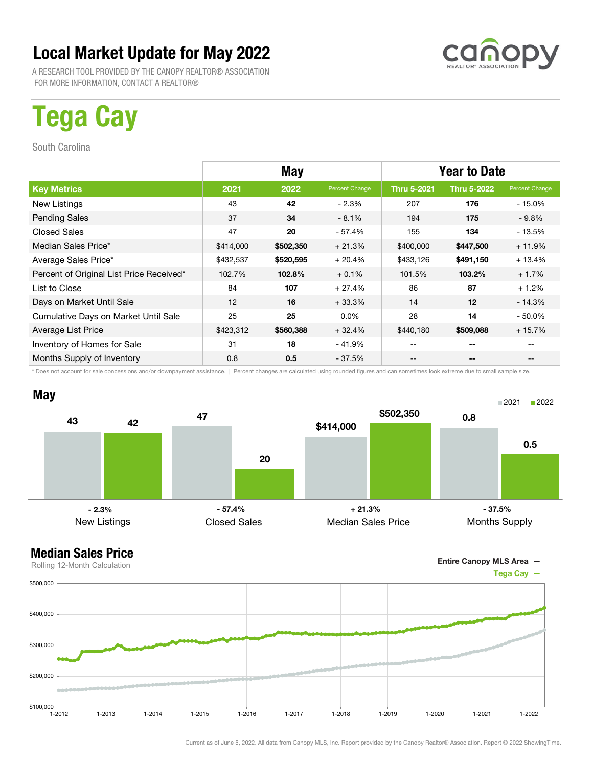# Local Market Update for May 2022

A RESEARCH TOOL PROVIDED BY THE CANOPY REALTOR® ASSOCIATION
FOR MORE INFORMATION, CONTACT A REALTOR®

canopy REALTOR® ASSOCIATION

# Tega Cay

South Carolina

| | May | | | Year to Date | | |
|---|---|---|---|---|---|---|
| **Key Metrics** | **2021** | **2022** | **Percent Change** | **Thru 5-2021** | **Thru 5-2022** | **Percent Change** |
| New Listings | 43 | **42** | - 2.3% | 207 | **176** | - 15.0% |
| Pending Sales | 37 | **34** | - 8.1% | 194 | **175** | - 9.8% |
| Closed Sales | 47 | **20** | - 57.4% | 155 | **134** | - 13.5% |
| Median Sales Price* | $414,000 | **$502,350** | + 21.3% | $400,000 | **$447,500** | + 11.9% |
| Average Sales Price* | $432,537 | **$520,595** | + 20.4% | $433,126 | **$491,150** | + 13.4% |
| Percent of Original List Price Received* | 102.7% | **102.8%** | + 0.1% | 101.5% | **103.2%** | + 1.7% |
| List to Close | 84 | **107** | + 27.4% | 86 | **87** | + 1.2% |
| Days on Market Until Sale | 12 | **16** | + 33.3% | 14 | **12** | - 14.3% |
| Cumulative Days on Market Until Sale | 25 | **25** | 0.0% | 28 | **14** | - 50.0% |
| Average List Price | $423,312 | **$560,388** | + 32.4% | $440,180 | **$509,088** | + 15.7% |
| Inventory of Homes for Sale | 31 | **18** | - 41.9% | -- | **--** | -- |
| Months Supply of Inventory | 0.8 | **0.5** | - 37.5% | -- | **--** | -- |

\* Does not account for sale concessions and/or downpayment assistance. | Percent changes are calculated using rounded figures and can sometimes look extreme due to small sample size.

## May

| | 2021 | 2022 | Change |
|---|---|---|---|
| New Listings | 43 | 42 | - 2.3% |
| Closed Sales | 47 | 20 | - 57.4% |
| Median Sales Price | $414,000 | $502,350 | + 21.3% |
| Months Supply | 0.8 | 0.5 | - 37.5% |

## Median Sales Price

Rolling 12-Month Calculation

Entire Canopy MLS Area —
Tega Cay —

Current as of June 5, 2022. All data from Canopy MLS, Inc. Report provided by the Canopy Realtor® Association. Report © 2022 ShowingTime.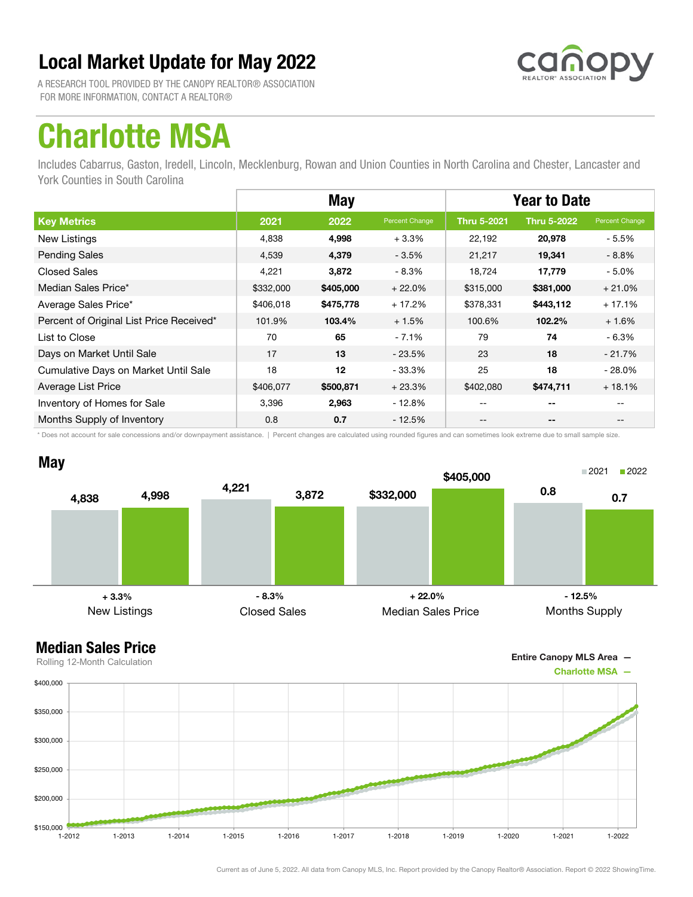# Local Market Update for May 2022

A RESEARCH TOOL PROVIDED BY THE CANOPY REALTOR® ASSOCIATION
FOR MORE INFORMATION, CONTACT A REALTOR®

canopy REALTOR® ASSOCIATION

# Charlotte MSA

Includes Cabarrus, Gaston, Iredell, Lincoln, Mecklenburg, Rowan and Union Counties in North Carolina and Chester, Lancaster and York Counties in South Carolina

| | May | | | Year to Date | | |
|---|---|---|---|---|---|---|
| **Key Metrics** | **2021** | **2022** | **Percent Change** | **Thru 5-2021** | **Thru 5-2022** | **Percent Change** |
| New Listings | 4,838 | **4,998** | + 3.3% | 22,192 | **20,978** | - 5.5% |
| Pending Sales | 4,539 | **4,379** | - 3.5% | 21,217 | **19,341** | - 8.8% |
| Closed Sales | 4,221 | **3,872** | - 8.3% | 18,724 | **17,779** | - 5.0% |
| Median Sales Price* | $332,000 | **$405,000** | + 22.0% | $315,000 | **$381,000** | + 21.0% |
| Average Sales Price* | $406,018 | **$475,778** | + 17.2% | $378,331 | **$443,112** | + 17.1% |
| Percent of Original List Price Received* | 101.9% | **103.4%** | + 1.5% | 100.6% | **102.2%** | + 1.6% |
| List to Close | 70 | **65** | - 7.1% | 79 | **74** | - 6.3% |
| Days on Market Until Sale | 17 | **13** | - 23.5% | 23 | **18** | - 21.7% |
| Cumulative Days on Market Until Sale | 18 | **12** | - 33.3% | 25 | **18** | - 28.0% |
| Average List Price | $406,077 | **$500,871** | + 23.3% | $402,080 | **$474,711** | + 18.1% |
| Inventory of Homes for Sale | 3,396 | **2,963** | - 12.8% | -- | **--** | -- |
| Months Supply of Inventory | 0.8 | **0.7** | - 12.5% | -- | **--** | -- |

\* Does not account for sale concessions and/or downpayment assistance. | Percent changes are calculated using rounded figures and can sometimes look extreme due to small sample size.

## May

2021 2022

4,838 4,998
+ 3.3%
New Listings

4,221 3,872
- 8.3%
Closed Sales

$332,000 $405,000
+ 22.0%
Median Sales Price

0.8 0.7
- 12.5%
Months Supply

## Median Sales Price

Rolling 12-Month Calculation

Entire Canopy MLS Area —
Charlotte MSA —

$400,000
$350,000
$300,000
$250,000
$200,000
$150,000

1-2012 1-2013 1-2014 1-2015 1-2016 1-2017 1-2018 1-2019 1-2020 1-2021 1-2022

Current as of June 5, 2022. All data from Canopy MLS, Inc. Report provided by the Canopy Realtor® Association. Report © 2022 ShowingTime.